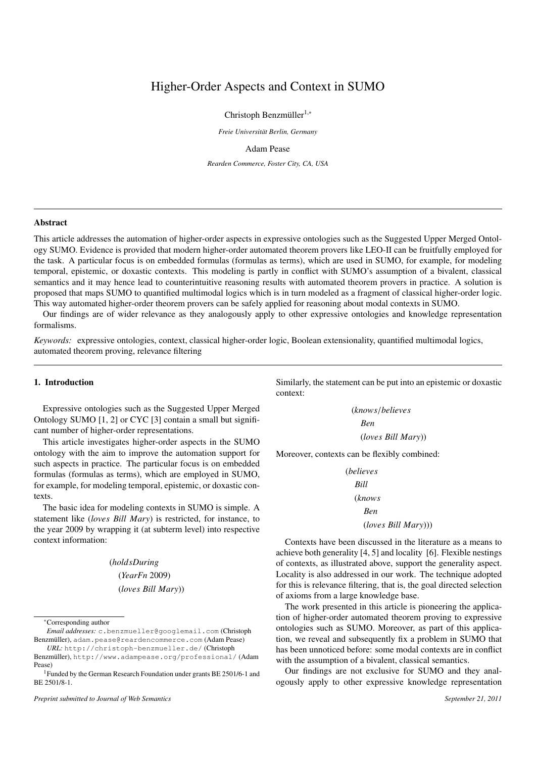# Higher-Order Aspects and Context in SUMO

Christoph Benzmüller[1,*]

*Freie Universität Berlin, Germany*

Adam Pease

*Rearden Commerce, Foster City, CA, USA*

---

## Abstract

This article addresses the automation of higher-order aspects in expressive ontologies such as the Suggested Upper Merged Ontology SUMO. Evidence is provided that modern higher-order automated theorem provers like LEO-II can be fruitfully employed for the task. A particular focus is on embedded formulas (formulas as terms), which are used in SUMO, for example, for modeling temporal, epistemic, or doxastic contexts. This modeling is partly in conflict with SUMO's assumption of a bivalent, classical semantics and it may hence lead to counterintuitive reasoning results with automated theorem provers in practice. A solution is proposed that maps SUMO to quantified multimodal logics which is in turn modeled as a fragment of classical higher-order logic. This way automated higher-order theorem provers can be safely applied for reasoning about modal contexts in SUMO.

Our findings are of wider relevance as they analogously apply to other expressive ontologies and knowledge representation formalisms.

*Keywords:* expressive ontologies, context, classical higher-order logic, Boolean extensionality, quantified multimodal logics, automated theorem proving, relevance filtering

---

## 1. Introduction

Expressive ontologies such as the Suggested Upper Merged Ontology SUMO [1, 2] or CYC [3] contain a small but significant number of higher-order representations.

This article investigates higher-order aspects in the SUMO ontology with the aim to improve the automation support for such aspects in practice. The particular focus is on embedded formulas (formulas as terms), which are employed in SUMO, for example, for modeling temporal, epistemic, or doxastic contexts.

The basic idea for modeling contexts in SUMO is simple. A statement like (*loves Bill Mary*) is restricted, for instance, to the year 2009 by wrapping it (at subterm level) into respective context information:

$$
\begin{array}{l}
(\mathit{holdsDuring} \\
\quad (\mathit{YearFn}\ 2009) \\
\quad (\mathit{loves}\ \mathit{Bill}\ \mathit{Mary}))
\end{array}
$$

Similarly, the statement can be put into an epistemic or doxastic context:

$$
\begin{array}{l}
(\mathit{knows}/\mathit{believes} \\
\quad \mathit{Ben} \\
\quad (\mathit{loves}\ \mathit{Bill}\ \mathit{Mary}))
\end{array}
$$

Moreover, contexts can be flexibly combined:

$$
\begin{array}{l}
(\mathit{believes} \\
\quad \mathit{Bill} \\
\quad (\mathit{knows} \\
\quad\quad \mathit{Ben} \\
\quad\quad (\mathit{loves}\ \mathit{Bill}\ \mathit{Mary})))
\end{array}
$$

Contexts have been discussed in the literature as a means to achieve both generality [4, 5] and locality [6]. Flexible nestings of contexts, as illustrated above, support the generality aspect. Locality is also addressed in our work. The technique adopted for this is relevance filtering, that is, the goal directed selection of axioms from a large knowledge base.

The work presented in this article is pioneering the application of higher-order automated theorem proving to expressive ontologies such as SUMO. Moreover, as part of this application, we reveal and subsequently fix a problem in SUMO that has been unnoticed before: some modal contexts are in conflict with the assumption of a bivalent, classical semantics.

Our findings are not exclusive for SUMO and they analogously apply to other expressive knowledge representation

---

[*] Corresponding author

*Email addresses:* c.benzmueller@googlemail.com (Christoph Benzmüller), adam.pease@reardencommerce.com (Adam Pease)

*URL:* http://christoph-benzmueller.de/ (Christoph Benzmüller), http://www.adampease.org/professional/ (Adam Pease)

[1] Funded by the German Research Foundation under grants BE 2501/6-1 and BE 2501/8-1.

*Preprint submitted to Journal of Web Semantics* — *September 21, 2011*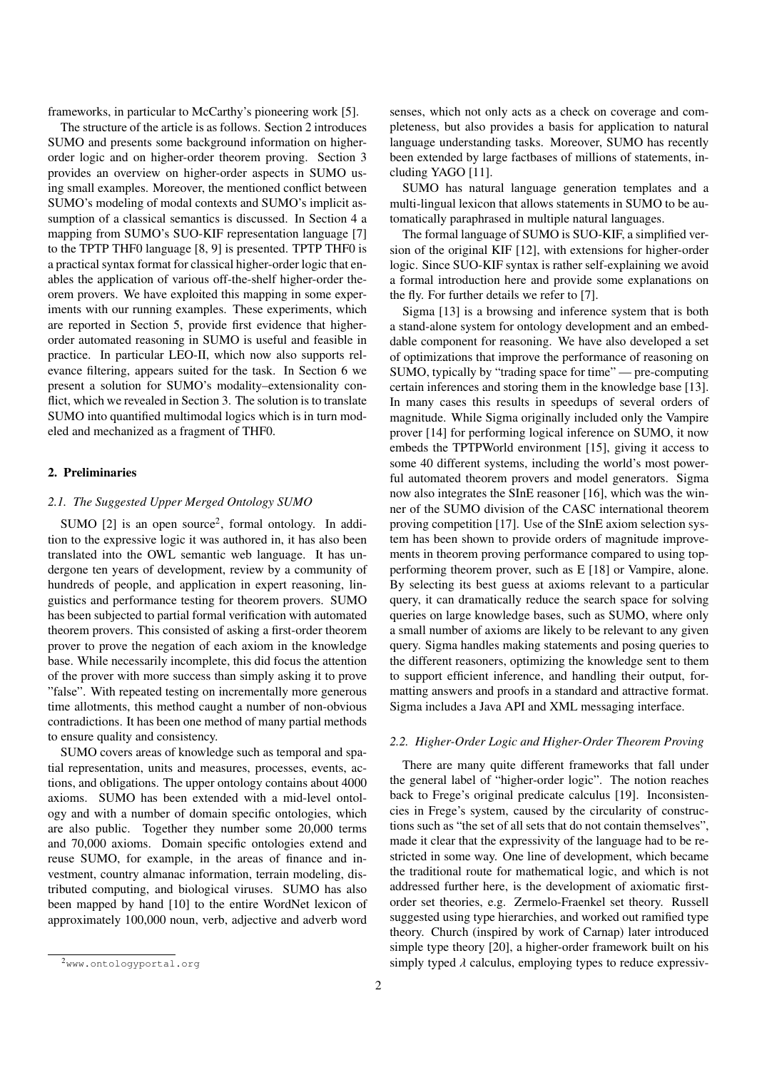frameworks, in particular to McCarthy's pioneering work [5].

The structure of the article is as follows. Section 2 introduces SUMO and presents some background information on higher-order logic and on higher-order theorem proving. Section 3 provides an overview on higher-order aspects in SUMO using small examples. Moreover, the mentioned conflict between SUMO's modeling of modal contexts and SUMO's implicit assumption of a classical semantics is discussed. In Section 4 a mapping from SUMO's SUO-KIF representation language [7] to the TPTP THF0 language [8, 9] is presented. TPTP THF0 is a practical syntax format for classical higher-order logic that enables the application of various off-the-shelf higher-order theorem provers. We have exploited this mapping in some experiments with our running examples. These experiments, which are reported in Section 5, provide first evidence that higher-order automated reasoning in SUMO is useful and feasible in practice. In particular LEO-II, which now also supports relevance filtering, appears suited for the task. In Section 6 we present a solution for SUMO's modality–extensionality conflict, which we revealed in Section 3. The solution is to translate SUMO into quantified multimodal logics which is in turn modeled and mechanized as a fragment of THF0.

## 2. Preliminaries

### 2.1. The Suggested Upper Merged Ontology SUMO

SUMO [2] is an open source[2], formal ontology. In addition to the expressive logic it was authored in, it has also been translated into the OWL semantic web language. It has undergone ten years of development, review by a community of hundreds of people, and application in expert reasoning, linguistics and performance testing for theorem provers. SUMO has been subjected to partial formal verification with automated theorem provers. This consisted of asking a first-order theorem prover to prove the negation of each axiom in the knowledge base. While necessarily incomplete, this did focus the attention of the prover with more success than simply asking it to prove "false". With repeated testing on incrementally more generous time allotments, this method caught a number of non-obvious contradictions. It has been one method of many partial methods to ensure quality and consistency.

SUMO covers areas of knowledge such as temporal and spatial representation, units and measures, processes, events, actions, and obligations. The upper ontology contains about 4000 axioms. SUMO has been extended with a mid-level ontology and with a number of domain specific ontologies, which are also public. Together they number some 20,000 terms and 70,000 axioms. Domain specific ontologies extend and reuse SUMO, for example, in the areas of finance and investment, country almanac information, terrain modeling, distributed computing, and biological viruses. SUMO has also been mapped by hand [10] to the entire WordNet lexicon of approximately 100,000 noun, verb, adjective and adverb word senses, which not only acts as a check on coverage and completeness, but also provides a basis for application to natural language understanding tasks. Moreover, SUMO has recently been extended by large factbases of millions of statements, including YAGO [11].

SUMO has natural language generation templates and a multi-lingual lexicon that allows statements in SUMO to be automatically paraphrased in multiple natural languages.

The formal language of SUMO is SUO-KIF, a simplified version of the original KIF [12], with extensions for higher-order logic. Since SUO-KIF syntax is rather self-explaining we avoid a formal introduction here and provide some explanations on the fly. For further details we refer to [7].

Sigma [13] is a browsing and inference system that is both a stand-alone system for ontology development and an embeddable component for reasoning. We have also developed a set of optimizations that improve the performance of reasoning on SUMO, typically by "trading space for time" — pre-computing certain inferences and storing them in the knowledge base [13]. In many cases this results in speedups of several orders of magnitude. While Sigma originally included only the Vampire prover [14] for performing logical inference on SUMO, it now embeds the TPTPWorld environment [15], giving it access to some 40 different systems, including the world's most powerful automated theorem provers and model generators. Sigma now also integrates the SInE reasoner [16], which was the winner of the SUMO division of the CASC international theorem proving competition [17]. Use of the SInE axiom selection system has been shown to provide orders of magnitude improvements in theorem proving performance compared to using top-performing theorem prover, such as E [18] or Vampire, alone. By selecting its best guess at axioms relevant to a particular query, it can dramatically reduce the search space for solving queries on large knowledge bases, such as SUMO, where only a small number of axioms are likely to be relevant to any given query. Sigma handles making statements and posing queries to the different reasoners, optimizing the knowledge sent to them to support efficient inference, and handling their output, formatting answers and proofs in a standard and attractive format. Sigma includes a Java API and XML messaging interface.

### 2.2. Higher-Order Logic and Higher-Order Theorem Proving

There are many quite different frameworks that fall under the general label of "higher-order logic". The notion reaches back to Frege's original predicate calculus [19]. Inconsistencies in Frege's system, caused by the circularity of constructions such as "the set of all sets that do not contain themselves", made it clear that the expressivity of the language had to be restricted in some way. One line of development, which became the traditional route for mathematical logic, and which is not addressed further here, is the development of axiomatic first-order set theories, e.g. Zermelo-Fraenkel set theory. Russell suggested using type hierarchies, and worked out ramified type theory. Church (inspired by work of Carnap) later introduced simple type theory [20], a higher-order framework built on his simply typed $\lambda$ calculus, employing types to reduce expressiv-

[2] www.ontologyportal.org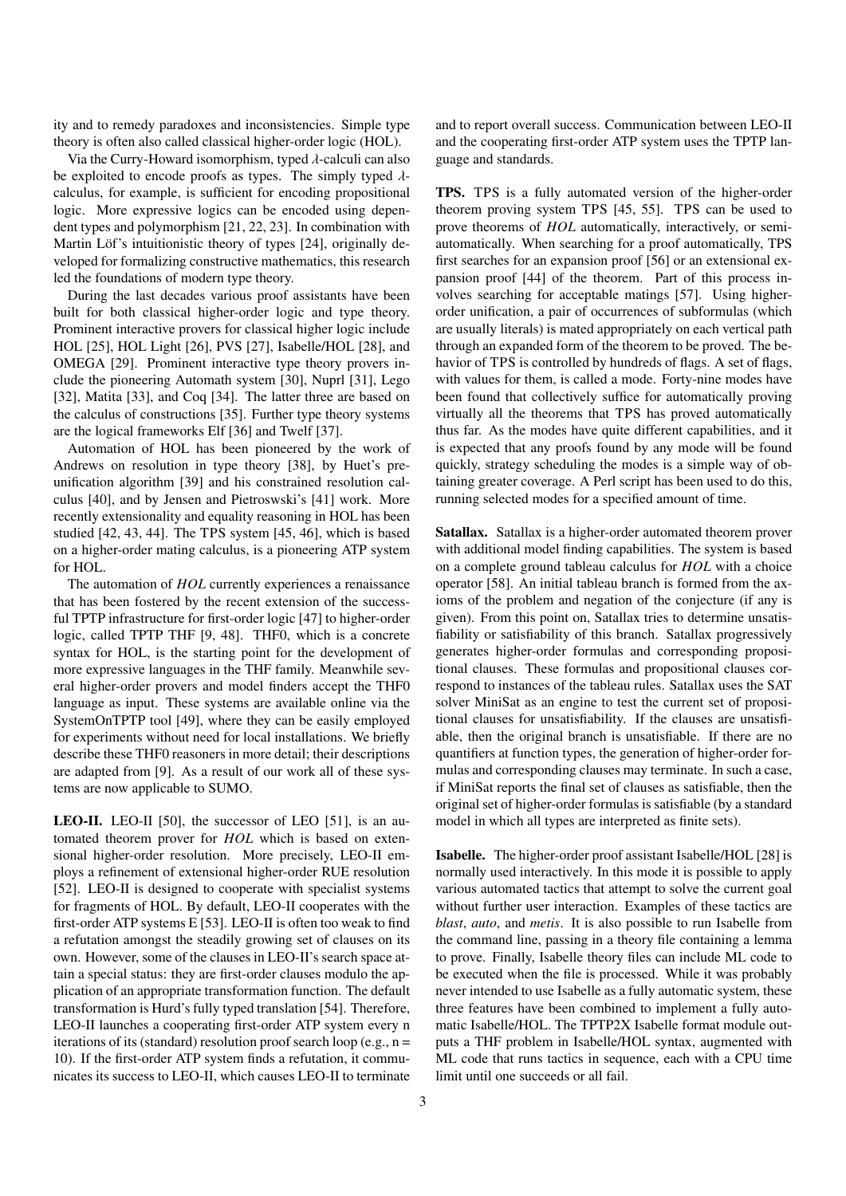ity and to remedy paradoxes and inconsistencies. Simple type theory is often also called classical higher-order logic (HOL).

Via the Curry-Howard isomorphism, typed $\lambda$-calculi can also be exploited to encode proofs as types. The simply typed $\lambda$-calculus, for example, is sufficient for encoding propositional logic. More expressive logics can be encoded using dependent types and polymorphism [21, 22, 23]. In combination with Martin Löf's intuitionistic theory of types [24], originally developed for formalizing constructive mathematics, this research led the foundations of modern type theory.

During the last decades various proof assistants have been built for both classical higher-order logic and type theory. Prominent interactive provers for classical higher logic include HOL [25], HOL Light [26], PVS [27], Isabelle/HOL [28], and OMEGA [29]. Prominent interactive type theory provers include the pioneering Automath system [30], Nuprl [31], Lego [32], Matita [33], and Coq [34]. The latter three are based on the calculus of constructions [35]. Further type theory systems are the logical frameworks Elf [36] and Twelf [37].

Automation of HOL has been pioneered by the work of Andrews on resolution in type theory [38], by Huet's pre-unification algorithm [39] and his constrained resolution calculus [40], and by Jensen and Pietroswski's [41] work. More recently extensionality and equality reasoning in HOL has been studied [42, 43, 44]. The TPS system [45, 46], which is based on a higher-order mating calculus, is a pioneering ATP system for HOL.

The automation of *HOL* currently experiences a renaissance that has been fostered by the recent extension of the successful TPTP infrastructure for first-order logic [47] to higher-order logic, called TPTP THF [9, 48]. THF0, which is a concrete syntax for HOL, is the starting point for the development of more expressive languages in the THF family. Meanwhile several higher-order provers and model finders accept the THF0 language as input. These systems are available online via the SystemOnTPTP tool [49], where they can be easily employed for experiments without need for local installations. We briefly describe these THF0 reasoners in more detail; their descriptions are adapted from [9]. As a result of our work all of these systems are now applicable to SUMO.

**LEO-II.** LEO-II [50], the successor of LEO [51], is an automated theorem prover for *HOL* which is based on extensional higher-order resolution. More precisely, LEO-II employs a refinement of extensional higher-order RUE resolution [52]. LEO-II is designed to cooperate with specialist systems for fragments of HOL. By default, LEO-II cooperates with the first-order ATP systems E [53]. LEO-II is often too weak to find a refutation amongst the steadily growing set of clauses on its own. However, some of the clauses in LEO-II's search space attain a special status: they are first-order clauses modulo the application of an appropriate transformation function. The default transformation is Hurd's fully typed translation [54]. Therefore, LEO-II launches a cooperating first-order ATP system every n iterations of its (standard) resolution proof search loop (e.g., n = 10). If the first-order ATP system finds a refutation, it communicates its success to LEO-II, which causes LEO-II to terminate and to report overall success. Communication between LEO-II and the cooperating first-order ATP system uses the TPTP language and standards.

**TPS.** TPS is a fully automated version of the higher-order theorem proving system TPS [45, 55]. TPS can be used to prove theorems of *HOL* automatically, interactively, or semi-automatically. When searching for a proof automatically, TPS first searches for an expansion proof [56] or an extensional expansion proof [44] of the theorem. Part of this process involves searching for acceptable matings [57]. Using higher-order unification, a pair of occurrences of subformulas (which are usually literals) is mated appropriately on each vertical path through an expanded form of the theorem to be proved. The behavior of TPS is controlled by hundreds of flags. A set of flags, with values for them, is called a mode. Forty-nine modes have been found that collectively suffice for automatically proving virtually all the theorems that TPS has proved automatically thus far. As the modes have quite different capabilities, and it is expected that any proofs found by any mode will be found quickly, strategy scheduling the modes is a simple way of obtaining greater coverage. A Perl script has been used to do this, running selected modes for a specified amount of time.

**Satallax.** Satallax is a higher-order automated theorem prover with additional model finding capabilities. The system is based on a complete ground tableau calculus for *HOL* with a choice operator [58]. An initial tableau branch is formed from the axioms of the problem and negation of the conjecture (if any is given). From this point on, Satallax tries to determine unsatisfiability or satisfiability of this branch. Satallax progressively generates higher-order formulas and corresponding propositional clauses. These formulas and propositional clauses correspond to instances of the tableau rules. Satallax uses the SAT solver MiniSat as an engine to test the current set of propositional clauses for unsatisfiability. If the clauses are unsatisfiable, then the original branch is unsatisfiable. If there are no quantifiers at function types, the generation of higher-order formulas and corresponding clauses may terminate. In such a case, if MiniSat reports the final set of clauses as satisfiable, then the original set of higher-order formulas is satisfiable (by a standard model in which all types are interpreted as finite sets).

**Isabelle.** The higher-order proof assistant Isabelle/HOL [28] is normally used interactively. In this mode it is possible to apply various automated tactics that attempt to solve the current goal without further user interaction. Examples of these tactics are *blast*, *auto*, and *metis*. It is also possible to run Isabelle from the command line, passing in a theory file containing a lemma to prove. Finally, Isabelle theory files can include ML code to be executed when the file is processed. While it was probably never intended to use Isabelle as a fully automatic system, these three features have been combined to implement a fully automatic Isabelle/HOL. The TPTP2X Isabelle format module outputs a THF problem in Isabelle/HOL syntax, augmented with ML code that runs tactics in sequence, each with a CPU time limit until one succeeds or all fail.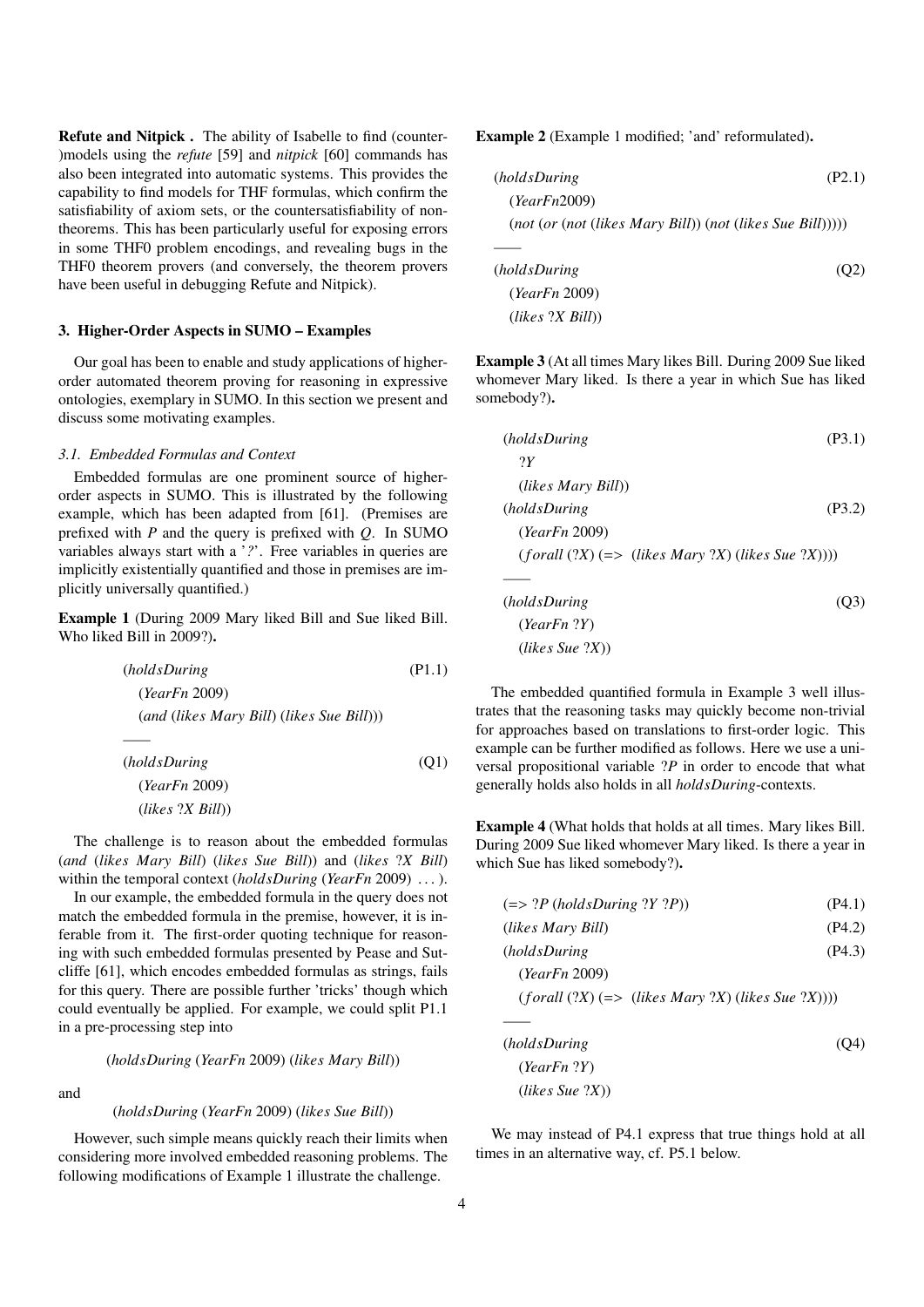**Refute and Nitpick .** The ability of Isabelle to find (counter-)models using the *refute* [59] and *nitpick* [60] commands has also been integrated into automatic systems. This provides the capability to find models for THF formulas, which confirm the satisfiability of axiom sets, or the countersatisfiability of non-theorems. This has been particularly useful for exposing errors in some THF0 problem encodings, and revealing bugs in the THF0 theorem provers (and conversely, the theorem provers have been useful in debugging Refute and Nitpick).

### 3. Higher-Order Aspects in SUMO – Examples

Our goal has been to enable and study applications of higher-order automated theorem proving for reasoning in expressive ontologies, exemplary in SUMO. In this section we present and discuss some motivating examples.

#### *3.1. Embedded Formulas and Context*

Embedded formulas are one prominent source of higher-order aspects in SUMO. This is illustrated by the following example, which has been adapted from [61]. (Premises are prefixed with *P* and the query is prefixed with *Q*. In SUMO variables always start with a '*?*'. Free variables in queries are implicitly existentially quantified and those in premises are implicitly universally quantified.)

**Example 1** (During 2009 Mary liked Bill and Sue liked Bill. Who liked Bill in 2009?)**.**

```
(holdsDuring                                        (P1.1)
  (YearFn 2009)
  (and (likes Mary Bill) (likes Sue Bill)))
——
(holdsDuring                                        (Q1)
  (YearFn 2009)
  (likes ?X Bill))
```

The challenge is to reason about the embedded formulas (*and* (*likes Mary Bill*) (*likes Sue Bill*)) and (*likes ?X Bill*) within the temporal context (*holdsDuring* (*YearFn* 2009) ...).

In our example, the embedded formula in the query does not match the embedded formula in the premise, however, it is inferable from it. The first-order quoting technique for reasoning with such embedded formulas presented by Pease and Sutcliffe [61], which encodes embedded formulas as strings, fails for this query. There are possible further 'tricks' though which could eventually be applied. For example, we could split P1.1 in a pre-processing step into

(*holdsDuring* (*YearFn* 2009) (*likes Mary Bill*))

and

(*holdsDuring* (*YearFn* 2009) (*likes Sue Bill*))

However, such simple means quickly reach their limits when considering more involved embedded reasoning problems. The following modifications of Example 1 illustrate the challenge.

**Example 2** (Example 1 modified; 'and' reformulated)**.**

```
(holdsDuring                                        (P2.1)
  (YearFn2009)
  (not (or (not (likes Mary Bill)) (not (likes Sue Bill)))))
——
(holdsDuring                                        (Q2)
  (YearFn 2009)
  (likes ?X Bill))
```

**Example 3** (At all times Mary likes Bill. During 2009 Sue liked whomever Mary liked. Is there a year in which Sue has liked somebody?)**.**

```
(holdsDuring                                        (P3.1)
  ?Y
  (likes Mary Bill))
(holdsDuring                                        (P3.2)
  (YearFn 2009)
  (forall (?X) (=> (likes Mary ?X) (likes Sue ?X))))
——
(holdsDuring                                        (Q3)
  (YearFn ?Y)
  (likes Sue ?X))
```

The embedded quantified formula in Example 3 well illustrates that the reasoning tasks may quickly become non-trivial for approaches based on translations to first-order logic. This example can be further modified as follows. Here we use a universal propositional variable *?P* in order to encode that what generally holds also holds in all *holdsDuring*-contexts.

**Example 4** (What holds that holds at all times. Mary likes Bill. During 2009 Sue liked whomever Mary liked. Is there a year in which Sue has liked somebody?)**.**

```
(=> ?P (holdsDuring ?Y ?P))                         (P4.1)
(likes Mary Bill)                                   (P4.2)
(holdsDuring                                        (P4.3)
  (YearFn 2009)
  (forall (?X) (=> (likes Mary ?X) (likes Sue ?X))))
——
(holdsDuring                                        (Q4)
  (YearFn ?Y)
  (likes Sue ?X))
```

We may instead of P4.1 express that true things hold at all times in an alternative way, cf. P5.1 below.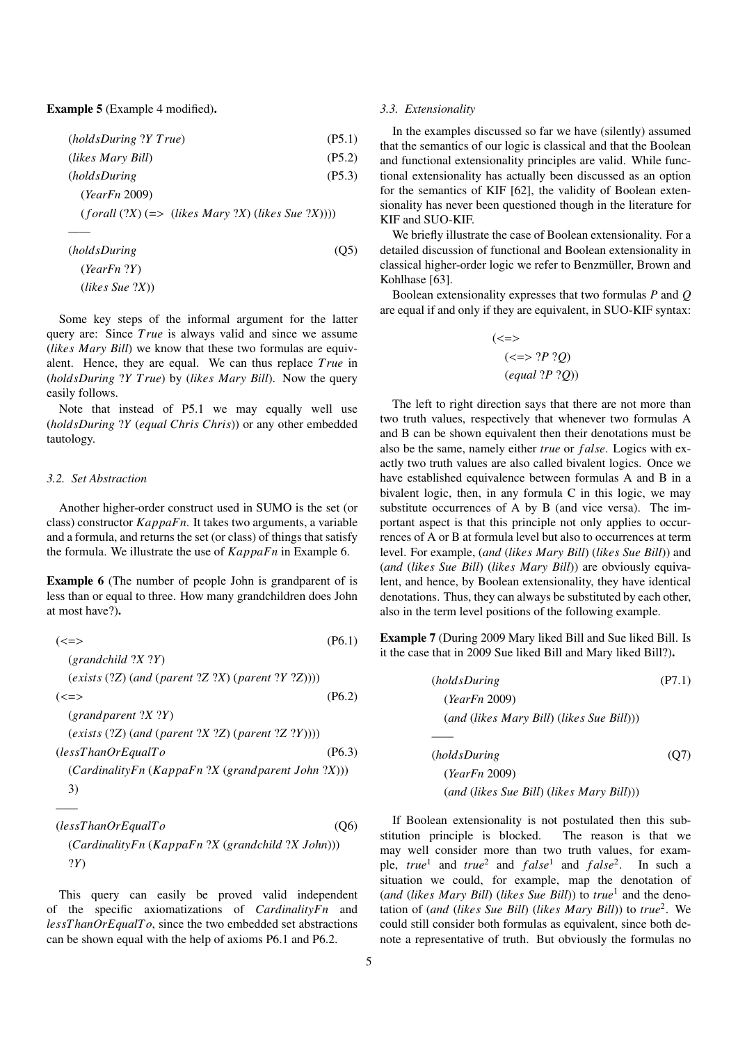**Example 5** (Example 4 modified)**.**

```
(holdsDuring ?Y True)                                   (P5.1)
(likes Mary Bill)                                       (P5.2)
(holdsDuring                                            (P5.3)
  (YearFn 2009)
  (forall (?X) (=> (likes Mary ?X) (likes Sue ?X))))
——
(holdsDuring                                            (Q5)
  (YearFn ?Y)
  (likes Sue ?X))
```

Some key steps of the informal argument for the latter query are: Since *True* is always valid and since we assume (*likes Mary Bill*) we know that these two formulas are equivalent. Hence, they are equal. We can thus replace *True* in (*holdsDuring ?Y True*) by (*likes Mary Bill*). Now the query easily follows.

Note that instead of P5.1 we may equally well use (*holdsDuring ?Y* (*equal Chris Chris*)) or any other embedded tautology.

### 3.2. Set Abstraction

Another higher-order construct used in SUMO is the set (or class) constructor *KappaFn*. It takes two arguments, a variable and a formula, and returns the set (or class) of things that satisfy the formula. We illustrate the use of *KappaFn* in Example 6.

**Example 6** (The number of people John is grandparent of is less than or equal to three. How many grandchildren does John at most have?)**.**

```
(<=>                                                    (P6.1)
  (grandchild ?X ?Y)
  (exists (?Z) (and (parent ?Z ?X) (parent ?Y ?Z))))
(<=>                                                    (P6.2)
  (grandparent ?X ?Y)
  (exists (?Z) (and (parent ?X ?Z) (parent ?Z ?Y))))
(lessThanOrEqualTo                                      (P6.3)
  (CardinalityFn (KappaFn ?X (grandparent John ?X)))
  3)
——
(lessThanOrEqualTo                                      (Q6)
  (CardinalityFn (KappaFn ?X (grandchild ?X John)))
  ?Y)
```

This query can easily be proved valid independent of the specific axiomatizations of *CardinalityFn* and *lessThanOrEqualTo*, since the two embedded set abstractions can be shown equal with the help of axioms P6.1 and P6.2.

### 3.3. Extensionality

In the examples discussed so far we have (silently) assumed that the semantics of our logic is classical and that the Boolean and functional extensionality principles are valid. While functional extensionality has actually been discussed as an option for the semantics of KIF [62], the validity of Boolean extensionality has never been questioned though in the literature for KIF and SUO-KIF.

We briefly illustrate the case of Boolean extensionality. For a detailed discussion of functional and Boolean extensionality in classical higher-order logic we refer to Benzmüller, Brown and Kohlhase [63].

Boolean extensionality expresses that two formulas *P* and *Q* are equal if and only if they are equivalent, in SUO-KIF syntax:

```
(<=>
  (<=> ?P ?Q)
  (equal ?P ?Q))
```

The left to right direction says that there are not more than two truth values, respectively that whenever two formulas A and B can be shown equivalent then their denotations must be also be the same, namely either *true* or *false*. Logics with exactly two truth values are also called bivalent logics. Once we have established equivalence between formulas A and B in a bivalent logic, then, in any formula C in this logic, we may substitute occurrences of A by B (and vice versa). The important aspect is that this principle not only applies to occurrences of A or B at formula level but also to occurrences at term level. For example, (*and* (*likes Mary Bill*) (*likes Sue Bill*)) and (*and* (*likes Sue Bill*) (*likes Mary Bill*)) are obviously equivalent, and hence, by Boolean extensionality, they have identical denotations. Thus, they can always be substituted by each other, also in the term level positions of the following example.

**Example 7** (During 2009 Mary liked Bill and Sue liked Bill. Is it the case that in 2009 Sue liked Bill and Mary liked Bill?)**.**

```
(holdsDuring                                            (P7.1)
  (YearFn 2009)
  (and (likes Mary Bill) (likes Sue Bill)))
——
(holdsDuring                                            (Q7)
  (YearFn 2009)
  (and (likes Sue Bill) (likes Mary Bill)))
```

If Boolean extensionality is not postulated then this substitution principle is blocked. The reason is that we may well consider more than two truth values, for example, $true^1$ and $true^2$ and $false^1$ and $false^2$. In such a situation we could, for example, map the denotation of (*and* (*likes Mary Bill*) (*likes Sue Bill*)) to $true^1$ and the denotation of (*and* (*likes Sue Bill*) (*likes Mary Bill*)) to $true^2$. We could still consider both formulas as equivalent, since both denote a representative of truth. But obviously the formulas no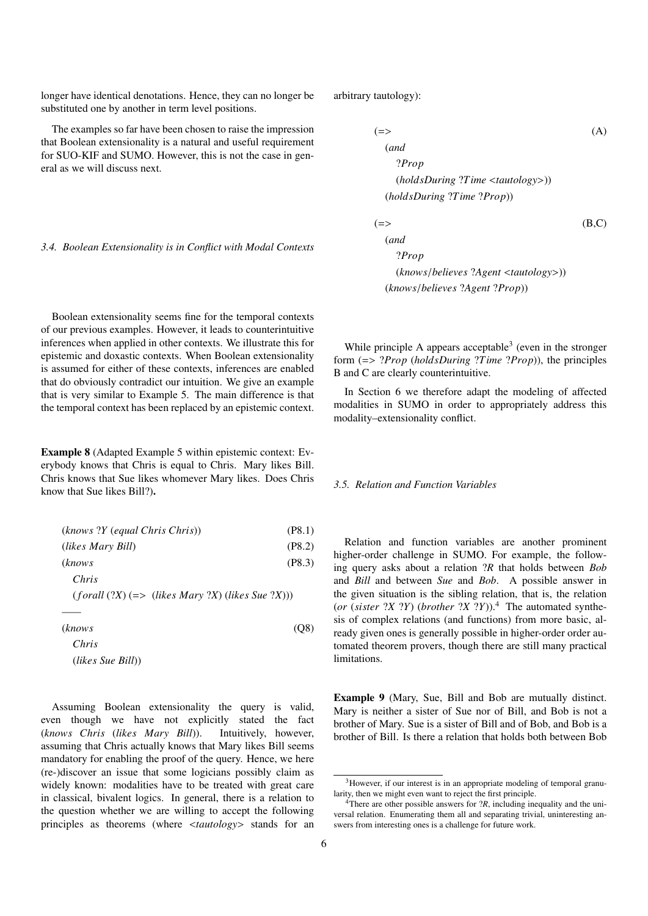longer have identical denotations. Hence, they can no longer be substituted one by another in term level positions.

The examples so far have been chosen to raise the impression that Boolean extensionality is a natural and useful requirement for SUO-KIF and SUMO. However, this is not the case in general as we will discuss next.

### 3.4. Boolean Extensionality is in Conflict with Modal Contexts

Boolean extensionality seems fine for the temporal contexts of our previous examples. However, it leads to counterintuitive inferences when applied in other contexts. We illustrate this for epistemic and doxastic contexts. When Boolean extensionality is assumed for either of these contexts, inferences are enabled that do obviously contradict our intuition. We give an example that is very similar to Example 5. The main difference is that the temporal context has been replaced by an epistemic context.

**Example 8** (Adapted Example 5 within epistemic context: Everybody knows that Chris is equal to Chris. Mary likes Bill. Chris knows that Sue likes whomever Mary likes. Does Chris know that Sue likes Bill?)**.**

```
(knows ?Y (equal Chris Chris))                          (P8.1)
(likes Mary Bill)                                       (P8.2)
(knows                                                  (P8.3)
   Chris
   (forall (?X) (=> (likes Mary ?X) (likes Sue ?X))))
----
(knows                                                  (Q8)
   Chris
   (likes Sue Bill))
```

Assuming Boolean extensionality the query is valid, even though we have not explicitly stated the fact (*knows Chris* (*likes Mary Bill*)). Intuitively, however, assuming that Chris actually knows that Mary likes Bill seems mandatory for enabling the proof of the query. Hence, we here (re-)discover an issue that some logicians possibly claim as widely known: modalities have to be treated with great care in classical, bivalent logics. In general, there is a relation to the question whether we are willing to accept the following principles as theorems (where <*tautology*> stands for an arbitrary tautology):

```
(=>                                                     (A)
   (and
      ?Prop
      (holdsDuring ?Time <tautology>))
   (holdsDuring ?Time ?Prop))

(=>                                                     (B,C)
   (and
      ?Prop
      (knows/believes ?Agent <tautology>))
   (knows/believes ?Agent ?Prop))
```

While principle A appears acceptable[3] (even in the stronger form (=> ?*Prop* (*holdsDuring* ?*Time* ?*Prop*)), the principles B and C are clearly counterintuitive.

In Section 6 we therefore adapt the modeling of affected modalities in SUMO in order to appropriately address this modality–extensionality conflict.

### 3.5. Relation and Function Variables

Relation and function variables are another prominent higher-order challenge in SUMO. For example, the following query asks about a relation ?*R* that holds between *Bob* and *Bill* and between *Sue* and *Bob*. A possible answer in the given situation is the sibling relation, that is, the relation (*or* (*sister* ?*X* ?*Y*) (*brother* ?*X* ?*Y*)).[4] The automated synthesis of complex relations (and functions) from more basic, already given ones is generally possible in higher-order order automated theorem provers, though there are still many practical limitations.

**Example 9** (Mary, Sue, Bill and Bob are mutually distinct. Mary is neither a sister of Sue nor of Bill, and Bob is not a brother of Mary. Sue is a sister of Bill and of Bob, and Bob is a brother of Bill. Is there a relation that holds both between Bob

[3] However, if our interest is in an appropriate modeling of temporal granularity, then we might even want to reject the first principle.

[4] There are other possible answers for ?*R*, including inequality and the universal relation. Enumerating them all and separating trivial, uninteresting answers from interesting ones is a challenge for future work.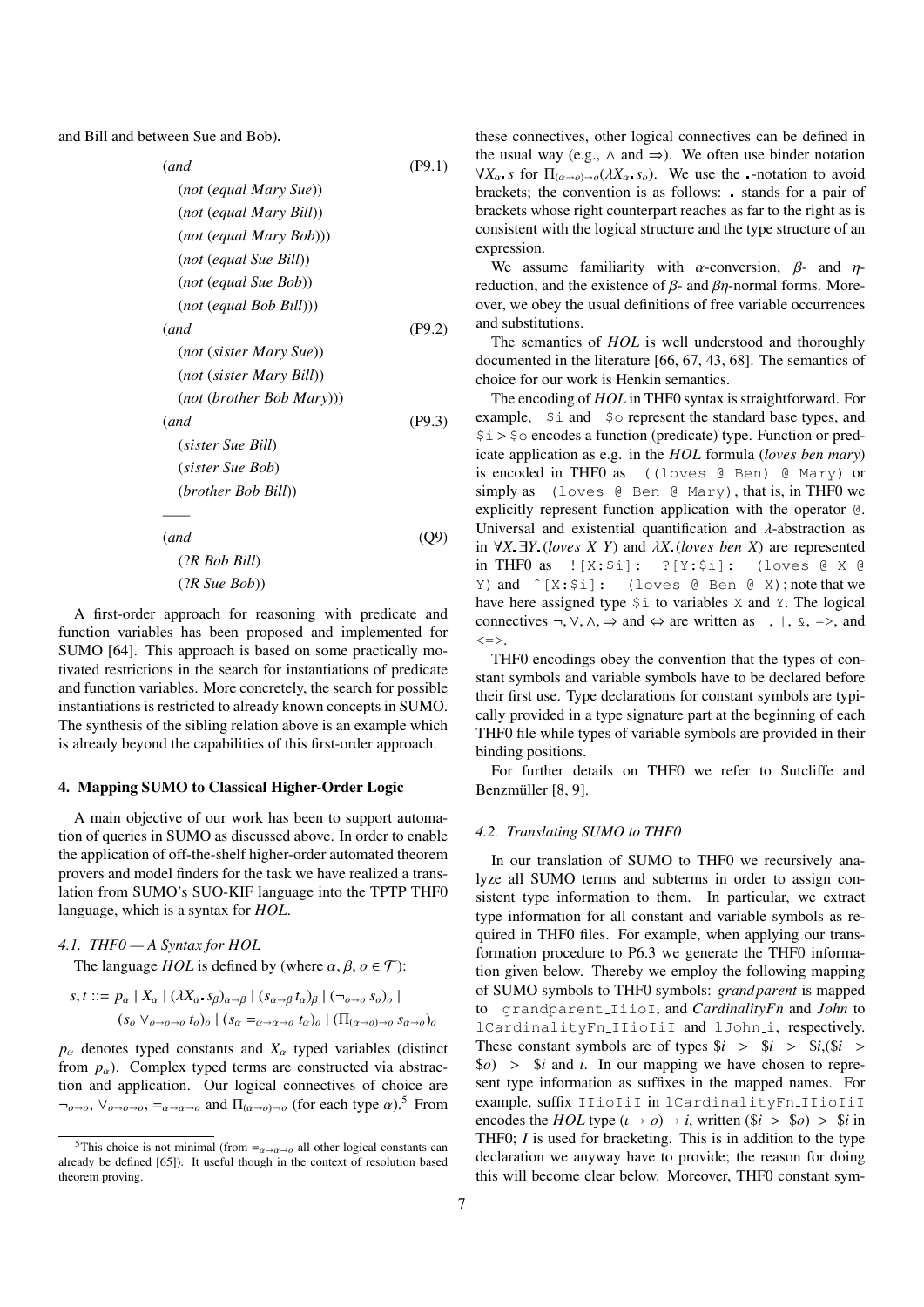and Bill and between Sue and Bob).

```
(and                                (P9.1)
  (not (equal Mary Sue))
  (not (equal Mary Bill))
  (not (equal Mary Bob)))
  (not (equal Sue Bill))
  (not (equal Sue Bob))
  (not (equal Bob Bill)))
(and                                (P9.2)
  (not (sister Mary Sue))
  (not (sister Mary Bill))
  (not (brother Bob Mary)))
(and                                (P9.3)
  (sister Sue Bill)
  (sister Sue Bob)
  (brother Bob Bill))
——
(and                                (Q9)
  (?R Bob Bill)
  (?R Sue Bob))
```

A first-order approach for reasoning with predicate and function variables has been proposed and implemented for SUMO [64]. This approach is based on some practically motivated restrictions in the search for instantiations of predicate and function variables. More concretely, the search for possible instantiations is restricted to already known concepts in SUMO. The synthesis of the sibling relation above is an example which is already beyond the capabilities of this first-order approach.

## 4. Mapping SUMO to Classical Higher-Order Logic

A main objective of our work has been to support automation of queries in SUMO as discussed above. In order to enable the application of off-the-shelf higher-order automated theorem provers and model finders for the task we have realized a translation from SUMO's SUO-KIF language into the TPTP THF0 language, which is a syntax for *HOL*.

### 4.1. THF0 — A Syntax for HOL

The language *HOL* is defined by (where $\alpha, \beta, o \in \mathcal{T}$):

$$s, t ::= p_\alpha \mid X_\alpha \mid (\lambda X_\alpha . s_\beta)_{\alpha \to \beta} \mid (s_{\alpha \to \beta}\, t_\alpha)_\beta \mid (\neg_{o \to o}\, s_o)_o \mid (s_o \vee_{o \to o \to o} t_o)_o \mid (s_\alpha =_{\alpha \to \alpha \to o} t_\alpha)_o \mid (\Pi_{(\alpha \to o) \to o}\, s_{\alpha \to o})_o$$

$p_\alpha$ denotes typed constants and $X_\alpha$ typed variables (distinct from $p_\alpha$). Complex typed terms are constructed via abstraction and application. Our logical connectives of choice are $\neg_{o \to o}$, $\vee_{o \to o \to o}$, $=_{\alpha \to \alpha \to o}$ and $\Pi_{(\alpha \to o) \to o}$ (for each type $\alpha$).[5] From these connectives, other logical connectives can be defined in the usual way (e.g., $\wedge$ and $\Rightarrow$). We often use binder notation $\forall X_\alpha . s$ for $\Pi_{(\alpha \to o) \to o}(\lambda X_\alpha . s_o)$. We use the $.$-notation to avoid brackets; the convention is as follows: $.$ stands for a pair of brackets whose right counterpart reaches as far to the right as is consistent with the logical structure and the type structure of an expression.

We assume familiarity with $\alpha$-conversion, $\beta$- and $\eta$-reduction, and the existence of $\beta$- and $\beta\eta$-normal forms. Moreover, we obey the usual definitions of free variable occurrences and substitutions.

The semantics of *HOL* is well understood and thoroughly documented in the literature [66, 67, 43, 68]. The semantics of choice for our work is Henkin semantics.

The encoding of *HOL* in THF0 syntax is straightforward. For example, `$i` and `$o` represent the standard base types, and `$i>$o` encodes a function (predicate) type. Function or predicate application as e.g. in the *HOL* formula (*loves ben mary*) is encoded in THF0 as `((loves @ Ben) @ Mary)` or simply as `(loves @ Ben @ Mary)`, that is, in THF0 we explicitly represent function application with the operator `@`. Universal and existential quantification and $\lambda$-abstraction as in $\forall X. \exists Y. (loves\ X\ Y)$ and $\lambda X. (loves\ ben\ X)$ are represented in THF0 as `![X:$i]: ?[Y:$i]: (loves @ X @ Y)` and `^[X:$i]: (loves @ Ben @ X)`; note that we have here assigned type `$i` to variables `X` and `Y`. The logical connectives $\neg, \vee, \wedge, \Rightarrow$ and $\Leftrightarrow$ are written as `~`, `|`, `&`, `=>`, and `<=>`.

THF0 encodings obey the convention that the types of constant symbols and variable symbols have to be declared before their first use. Type declarations for constant symbols are typically provided in a type signature part at the beginning of each THF0 file while types of variable symbols are provided in their binding positions.

For further details on THF0 we refer to Sutcliffe and Benzmüller [8, 9].

### 4.2. Translating SUMO to THF0

In our translation of SUMO to THF0 we recursively analyze all SUMO terms and subterms in order to assign consistent type information to them. In particular, we extract type information for all constant and variable symbols as required in THF0 files. For example, when applying our transformation procedure to P6.3 we generate the THF0 information given below. Thereby we employ the following mapping of SUMO symbols to THF0 symbols: *grandparent* is mapped to `grandparent_IiioI`, and *CardinalityFn* and *John* to `lCardinalityFn_IIioIiI` and `lJohn_i`, respectively. These constant symbols are of types `$i > $i > $i`, `($i > $o) > $i` and `i`. In our mapping we have chosen to represent type information as suffixes in the mapped names. For example, suffix `IIioIiI` in `lCardinalityFn_IIioIiI` encodes the *HOL* type $(\iota \to o) \to i$, written `($i > $o) > $i` in THF0; *I* is used for bracketing. This is in addition to the type declaration we anyway have to provide; the reason for doing this will become clear below. Moreover, THF0 constant sym-

[5] This choice is not minimal (from $=_{\alpha \to \alpha \to o}$ all other logical constants can already be defined [65]). It useful though in the context of resolution based theorem proving.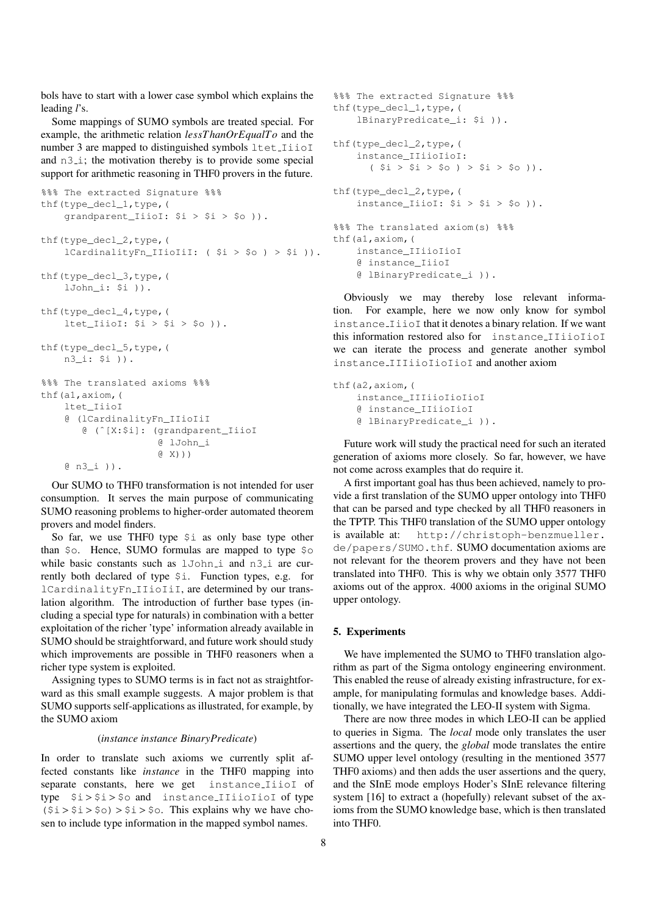bols have to start with a lower case symbol which explains the leading *l*'s.

Some mappings of SUMO symbols are treated special. For example, the arithmetic relation *lessThanOrEqualTo* and the number 3 are mapped to distinguished symbols `ltet_IiioI` and `n3_i`; the motivation thereby is to provide some special support for arithmetic reasoning in THF0 provers in the future.

```
%%% The extracted Signature %%%
thf(type_decl_1,type,(
    grandparent_IiioI: $i > $i > $o )).

thf(type_decl_2,type,(
    lCardinalityFn_IIioIiI: ( $i > $o ) > $i )).

thf(type_decl_3,type,(
    lJohn_i: $i )).

thf(type_decl_4,type,(
    ltet_IiioI: $i > $i > $o )).

thf(type_decl_5,type,(
    n3_i: $i )).

%%% The translated axioms %%%
thf(a1,axiom,(
    ltet_IiioI
    @ (lCardinalityFn_IIioIiI
       @ (^[X:$i]: (grandparent_IiioI
                    @ lJohn_i
                    @ X)))
    @ n3_i )).
```

Our SUMO to THF0 transformation is not intended for user consumption. It serves the main purpose of communicating SUMO reasoning problems to higher-order automated theorem provers and model finders.

So far, we use THF0 type `$i` as only base type other than `$o`. Hence, SUMO formulas are mapped to type `$o` while basic constants such as `lJohn_i` and `n3_i` are currently both declared of type `$i`. Function types, e.g. for `lCardinalityFn_IIioIiI`, are determined by our translation algorithm. The introduction of further base types (including a special type for naturals) in combination with a better exploitation of the richer 'type' information already available in SUMO should be straightforward, and future work should study which improvements are possible in THF0 reasoners when a richer type system is exploited.

Assigning types to SUMO terms is in fact not as straightforward as this small example suggests. A major problem is that SUMO supports self-applications as illustrated, for example, by the SUMO axiom

(*instance instance BinaryPredicate*)

In order to translate such axioms we currently split affected constants like *instance* in the THF0 mapping into separate constants, here we get `instance_IiioI` of type `$i > $i > $o` and `instance_IIiioIioI` of type `($i > $i > $o) > $i > $o`. This explains why we have chosen to include type information in the mapped symbol names.

```
%%% The extracted Signature %%%
thf(type_decl_1,type,(
    lBinaryPredicate_i: $i )).

thf(type_decl_2,type,(
    instance_IIiioIioI:
      ( $i > $i > $o ) > $i > $o )).

thf(type_decl_2,type,(
    instance_IiioI: $i > $i > $o )).

%%% The translated axiom(s) %%%
thf(a1,axiom,(
    instance_IIiioIioI
    @ instance_IiioI
    @ lBinaryPredicate_i )).
```

Obviously we may thereby lose relevant information. For example, here we now only know for symbol `instance_IiioI` that it denotes a binary relation. If we want this information restored also for `instance_IIiioIioI` we can iterate the process and generate another symbol `instance_IIIiioIioIioI` and another axiom

```
thf(a2,axiom,(
    instance_IIIiioIioIioI
    @ instance_IIiioIioI
    @ lBinaryPredicate_i )).
```

Future work will study the practical need for such an iterated generation of axioms more closely. So far, however, we have not come across examples that do require it.

A first important goal has thus been achieved, namely to provide a first translation of the SUMO upper ontology into THF0 that can be parsed and type checked by all THF0 reasoners in the TPTP. This THF0 translation of the SUMO upper ontology is available at: `http://christoph-benzmueller.de/papers/SUMO.thf`. SUMO documentation axioms are not relevant for the theorem provers and they have not been translated into THF0. This is why we obtain only 3577 THF0 axioms out of the approx. 4000 axioms in the original SUMO upper ontology.

## 5. Experiments

We have implemented the SUMO to THF0 translation algorithm as part of the Sigma ontology engineering environment. This enabled the reuse of already existing infrastructure, for example, for manipulating formulas and knowledge bases. Additionally, we have integrated the LEO-II system with Sigma.

There are now three modes in which LEO-II can be applied to queries in Sigma. The *local* mode only translates the user assertions and the query, the *global* mode translates the entire SUMO upper level ontology (resulting in the mentioned 3577 THF0 axioms) and then adds the user assertions and the query, and the SInE mode employs Hoder's SInE relevance filtering system [16] to extract a (hopefully) relevant subset of the axioms from the SUMO knowledge base, which is then translated into THF0.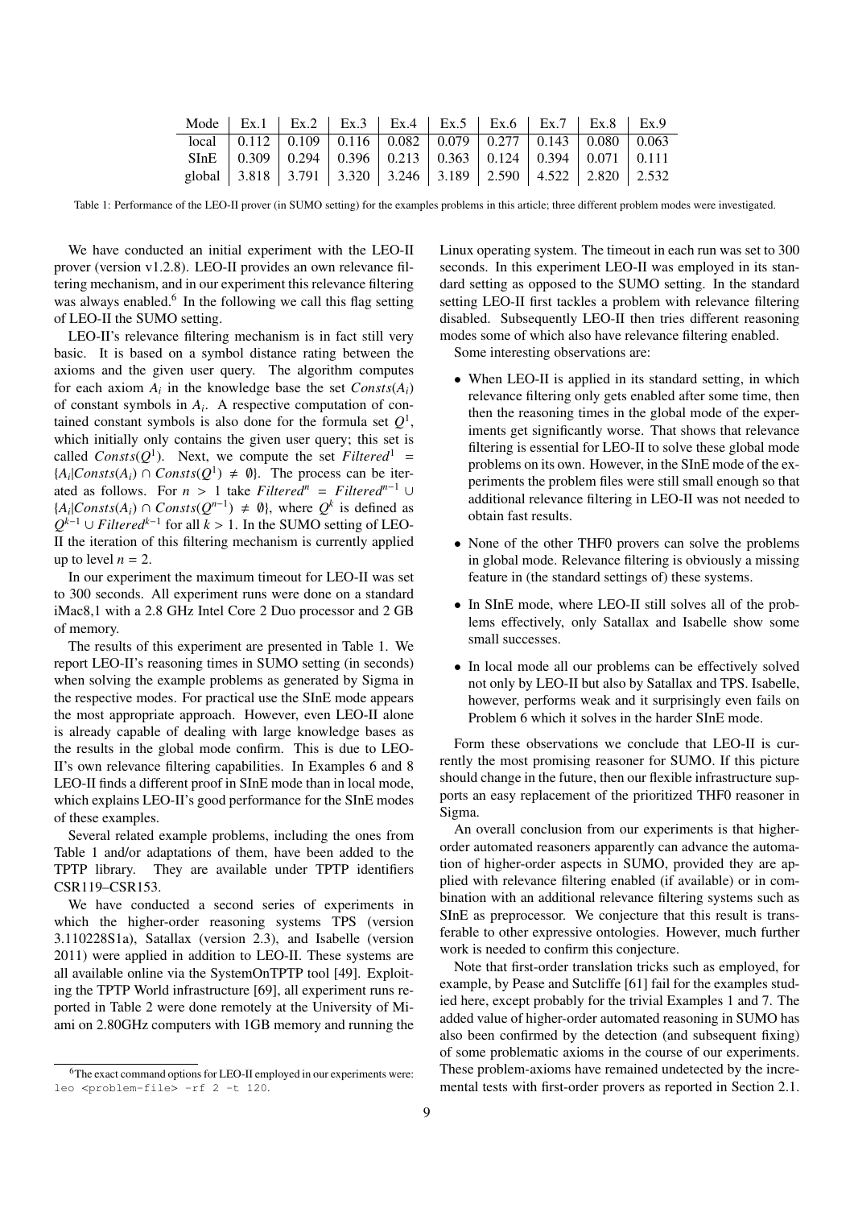| Mode | Ex.1 | Ex.2 | Ex.3 | Ex.4 | Ex.5 | Ex.6 | Ex.7 | Ex.8 | Ex.9 |
|---|---|---|---|---|---|---|---|---|---|
| local | 0.112 | 0.109 | 0.116 | 0.082 | 0.079 | 0.277 | 0.143 | 0.080 | 0.063 |
| SInE | 0.309 | 0.294 | 0.396 | 0.213 | 0.363 | 0.124 | 0.394 | 0.071 | 0.111 |
| global | 3.818 | 3.791 | 3.320 | 3.246 | 3.189 | 2.590 | 4.522 | 2.820 | 2.532 |

Table 1: Performance of the LEO-II prover (in SUMO setting) for the examples problems in this article; three different problem modes were investigated.

We have conducted an initial experiment with the LEO-II prover (version v1.2.8). LEO-II provides an own relevance filtering mechanism, and in our experiment this relevance filtering was always enabled.[6] In the following we call this flag setting of LEO-II the SUMO setting.

LEO-II's relevance filtering mechanism is in fact still very basic. It is based on a symbol distance rating between the axioms and the given user query. The algorithm computes for each axiom $A_i$ in the knowledge base the set $Consts(A_i)$ of constant symbols in $A_i$. A respective computation of contained constant symbols is also done for the formula set $Q^1$, which initially only contains the given user query; this set is called $Consts(Q^1)$. Next, we compute the set $Filtered^1 = \{A_i | Consts(A_i) \cap Consts(Q^1) \neq \emptyset\}$. The process can be iterated as follows. For $n > 1$ take $Filtered^n = Filtered^{n-1} \cup \{A_i | Consts(A_i) \cap Consts(Q^{n-1}) \neq \emptyset\}$, where $Q^k$ is defined as $Q^{k-1} \cup Filtered^{k-1}$ for all $k > 1$. In the SUMO setting of LEO-II the iteration of this filtering mechanism is currently applied up to level $n = 2$.

In our experiment the maximum timeout for LEO-II was set to 300 seconds. All experiment runs were done on a standard iMac8,1 with a 2.8 GHz Intel Core 2 Duo processor and 2 GB of memory.

The results of this experiment are presented in Table 1. We report LEO-II's reasoning times in SUMO setting (in seconds) when solving the example problems as generated by Sigma in the respective modes. For practical use the SInE mode appears the most appropriate approach. However, even LEO-II alone is already capable of dealing with large knowledge bases as the results in the global mode confirm. This is due to LEO-II's own relevance filtering capabilities. In Examples 6 and 8 LEO-II finds a different proof in SInE mode than in local mode, which explains LEO-II's good performance for the SInE modes of these examples.

Several related example problems, including the ones from Table 1 and/or adaptations of them, have been added to the TPTP library. They are available under TPTP identifiers CSR119–CSR153.

We have conducted a second series of experiments in which the higher-order reasoning systems TPS (version 3.110228S1a), Satallax (version 2.3), and Isabelle (version 2011) were applied in addition to LEO-II. These systems are all available online via the SystemOnTPTP tool [49]. Exploiting the TPTP World infrastructure [69], all experiment runs reported in Table 2 were done remotely at the University of Miami on 2.80GHz computers with 1GB memory and running the Linux operating system. The timeout in each run was set to 300 seconds. In this experiment LEO-II was employed in its standard setting as opposed to the SUMO setting. In the standard setting LEO-II first tackles a problem with relevance filtering disabled. Subsequently LEO-II then tries different reasoning modes some of which also have relevance filtering enabled.

Some interesting observations are:

- When LEO-II is applied in its standard setting, in which relevance filtering only gets enabled after some time, then then the reasoning times in the global mode of the experiments get significantly worse. That shows that relevance filtering is essential for LEO-II to solve these global mode problems on its own. However, in the SInE mode of the experiments the problem files were still small enough so that additional relevance filtering in LEO-II was not needed to obtain fast results.
- None of the other THF0 provers can solve the problems in global mode. Relevance filtering is obviously a missing feature in (the standard settings of) these systems.
- In SInE mode, where LEO-II still solves all of the problems effectively, only Satallax and Isabelle show some small successes.
- In local mode all our problems can be effectively solved not only by LEO-II but also by Satallax and TPS. Isabelle, however, performs weak and it surprisingly even fails on Problem 6 which it solves in the harder SInE mode.

Form these observations we conclude that LEO-II is currently the most promising reasoner for SUMO. If this picture should change in the future, then our flexible infrastructure supports an easy replacement of the prioritized THF0 reasoner in Sigma.

An overall conclusion from our experiments is that higher-order automated reasoners apparently can advance the automation of higher-order aspects in SUMO, provided they are applied with relevance filtering enabled (if available) or in combination with an additional relevance filtering systems such as SInE as preprocessor. We conjecture that this result is transferable to other expressive ontologies. However, much further work is needed to confirm this conjecture.

Note that first-order translation tricks such as employed, for example, by Pease and Sutcliffe [61] fail for the examples studied here, except probably for the trivial Examples 1 and 7. The added value of higher-order automated reasoning in SUMO has also been confirmed by the detection (and subsequent fixing) of some problematic axioms in the course of our experiments. These problem-axioms have remained undetected by the incremental tests with first-order provers as reported in Section 2.1.

[6] The exact command options for LEO-II employed in our experiments were: `leo <problem-file> -rf 2 -t 120`.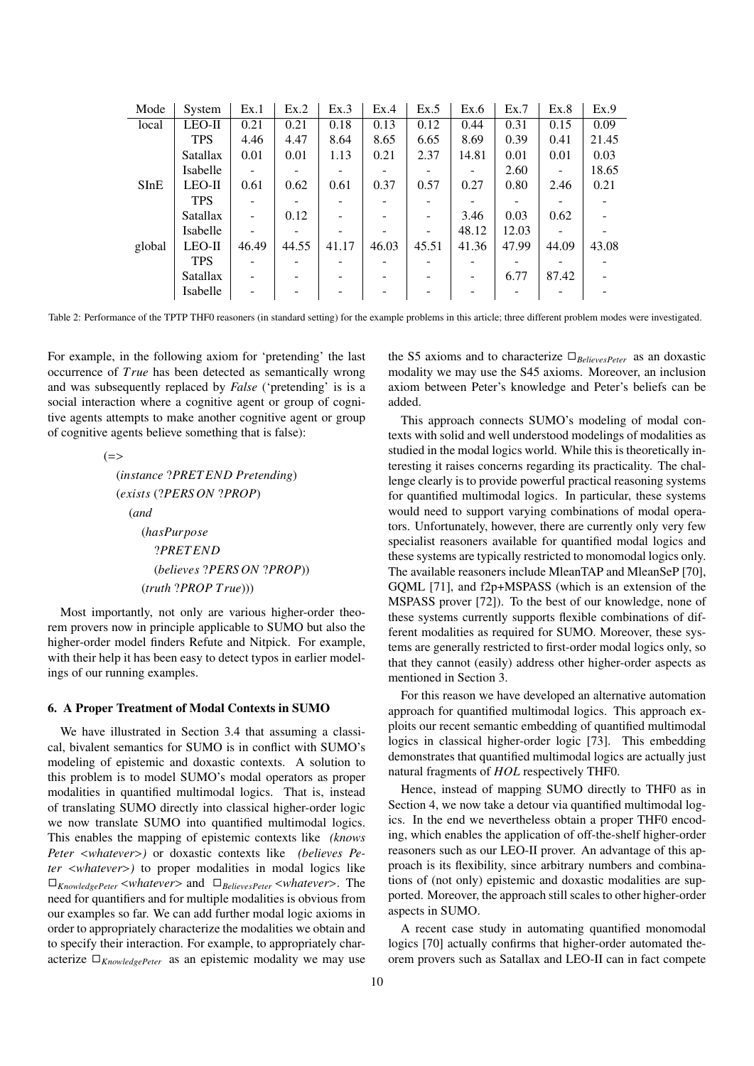| Mode | System | Ex.1 | Ex.2 | Ex.3 | Ex.4 | Ex.5 | Ex.6 | Ex.7 | Ex.8 | Ex.9 |
|---|---|---|---|---|---|---|---|---|---|---|
| local | LEO-II | 0.21 | 0.21 | 0.18 | 0.13 | 0.12 | 0.44 | 0.31 | 0.15 | 0.09 |
| | TPS | 4.46 | 4.47 | 8.64 | 8.65 | 6.65 | 8.69 | 0.39 | 0.41 | 21.45 |
| | Satallax | 0.01 | 0.01 | 1.13 | 0.21 | 2.37 | 14.81 | 0.01 | 0.01 | 0.03 |
| | Isabelle | - | - | - | - | - | - | 2.60 | - | 18.65 |
| SInE | LEO-II | 0.61 | 0.62 | 0.61 | 0.37 | 0.57 | 0.27 | 0.80 | 2.46 | 0.21 |
| | TPS | - | - | - | - | - | - | - | - | - |
| | Satallax | - | 0.12 | - | - | - | 3.46 | 0.03 | 0.62 | - |
| | Isabelle | - | - | - | - | - | 48.12 | 12.03 | - | - |
| global | LEO-II | 46.49 | 44.55 | 41.17 | 46.03 | 45.51 | 41.36 | 47.99 | 44.09 | 43.08 |
| | TPS | - | - | - | - | - | - | - | - | - |
| | Satallax | - | - | - | - | - | - | 6.77 | 87.42 | - |
| | Isabelle | - | - | - | - | - | - | - | - | - |

Table 2: Performance of the TPTP THF0 reasoners (in standard setting) for the example problems in this article; three different problem modes were investigated.

For example, in the following axiom for 'pretending' the last occurrence of *True* has been detected as semantically wrong and was subsequently replaced by *False* ('pretending' is is a social interaction where a cognitive agent or group of cognitive agents attempts to make another cognitive agent or group of cognitive agents believe something that is false):

```
(=>
  (instance ?PRETEND Pretending)
  (exists (?PERSON ?PROP)
    (and
      (hasPurpose
        ?PRETEND
        (believes ?PERSON ?PROP))
      (truth ?PROP True)))
```

Most importantly, not only are various higher-order theorem provers now in principle applicable to SUMO but also the higher-order model finders Refute and Nitpick. For example, with their help it has been easy to detect typos in earlier modelings of our running examples.

### 6. A Proper Treatment of Modal Contexts in SUMO

We have illustrated in Section 3.4 that assuming a classical, bivalent semantics for SUMO is in conflict with SUMO's modeling of epistemic and doxastic contexts. A solution to this problem is to model SUMO's modal operators as proper modalities in quantified multimodal logics. That is, instead of translating SUMO directly into classical higher-order logic we now translate SUMO into quantified multimodal logics. This enables the mapping of epistemic contexts like *(knows Peter <whatever>)* or doxastic contexts like *(believes Peter <whatever>)* to proper modalities in modal logics like $\Box_{KnowledgePeter}$ *<whatever>* and $\Box_{BelievesPeter}$ *<whatever>*. The need for quantifiers and for multiple modalities is obvious from our examples so far. We can add further modal logic axioms in order to appropriately characterize the modalities we obtain and to specify their interaction. For example, to appropriately characterize $\Box_{KnowledgePeter}$ as an epistemic modality we may use the S5 axioms and to characterize $\Box_{BelievesPeter}$ as an doxastic modality we may use the S45 axioms. Moreover, an inclusion axiom between Peter's knowledge and Peter's beliefs can be added.

This approach connects SUMO's modeling of modal contexts with solid and well understood modelings of modalities as studied in the modal logics world. While this is theoretically interesting it raises concerns regarding its practicality. The challenge clearly is to provide powerful practical reasoning systems for quantified multimodal logics. In particular, these systems would need to support varying combinations of modal operators. Unfortunately, however, there are currently only very few specialist reasoners available for quantified modal logics and these systems are typically restricted to monomodal logics only. The available reasoners include MleanTAP and MleanSeP [70], GQML [71], and f2p+MSPASS (which is an extension of the MSPASS prover [72]). To the best of our knowledge, none of these systems currently supports flexible combinations of different modalities as required for SUMO. Moreover, these systems are generally restricted to first-order modal logics only, so that they cannot (easily) address other higher-order aspects as mentioned in Section 3.

For this reason we have developed an alternative automation approach for quantified multimodal logics. This approach exploits our recent semantic embedding of quantified multimodal logics in classical higher-order logic [73]. This embedding demonstrates that quantified multimodal logics are actually just natural fragments of *HOL* respectively THF0.

Hence, instead of mapping SUMO directly to THF0 as in Section 4, we now take a detour via quantified multimodal logics. In the end we nevertheless obtain a proper THF0 encoding, which enables the application of off-the-shelf higher-order reasoners such as our LEO-II prover. An advantage of this approach is its flexibility, since arbitrary numbers and combinations of (not only) epistemic and doxastic modalities are supported. Moreover, the approach still scales to other higher-order aspects in SUMO.

A recent case study in automating quantified monomodal logics [70] actually confirms that higher-order automated theorem provers such as Satallax and LEO-II can in fact compete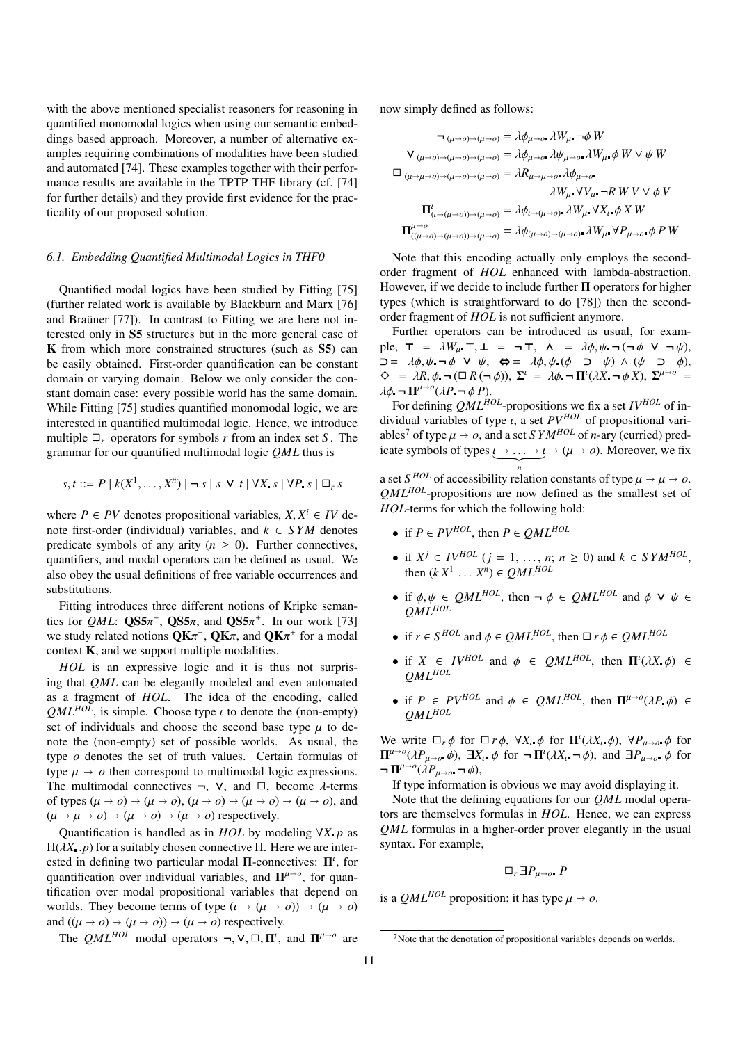with the above mentioned specialist reasoners for reasoning in quantified monomodal logics when using our semantic embeddings based approach. Moreover, a number of alternative examples requiring combinations of modalities have been studied and automated [74]. These examples together with their performance results are available in the TPTP THF library (cf. [74] for further details) and they provide first evidence for the practicality of our proposed solution.

### 6.1. Embedding Quantified Multimodal Logics in THF0

Quantified modal logics have been studied by Fitting [75] (further related work is available by Blackburn and Marx [76] and Braüner [77]). In contrast to Fitting we are here not interested only in **S5** structures but in the more general case of **K** from which more constrained structures (such as **S5**) can be easily obtained. First-order quantification can be constant domain or varying domain. Below we only consider the constant domain case: every possible world has the same domain. While Fitting [75] studies quantified monomodal logic, we are interested in quantified multimodal logic. Hence, we introduce multiple $\Box_r$ operators for symbols $r$ from an index set $S$. The grammar for our quantified multimodal logic $QML$ thus is

$$s, t ::= P \mid k(X^1, \ldots, X^n) \mid \neg\, s \mid s \vee t \mid \forall X_{\bullet}\, s \mid \forall P_{\bullet}\, s \mid \Box_r\, s$$

where $P \in PV$ denotes propositional variables, $X, X^i \in IV$ denote first-order (individual) variables, and $k \in SYM$ denotes predicate symbols of any arity ($n \geq 0$). Further connectives, quantifiers, and modal operators can be defined as usual. We also obey the usual definitions of free variable occurrences and substitutions.

Fitting introduces three different notions of Kripke semantics for $QML$: $\mathbf{QS5}\pi^-$, $\mathbf{QS5}\pi$, and $\mathbf{QS5}\pi^+$. In our work [73] we study related notions $\mathbf{QK}\pi^-$, $\mathbf{QK}\pi$, and $\mathbf{QK}\pi^+$ for a modal context **K**, and we support multiple modalities.

$HOL$ is an expressive logic and it is thus not surprising that $QML$ can be elegantly modeled and even automated as a fragment of $HOL$. The idea of the encoding, called $QML^{HOL}$, is simple. Choose type $\iota$ to denote the (non-empty) set of individuals and choose the second base type $\mu$ to denote the (non-empty) set of possible worlds. As usual, the type $o$ denotes the set of truth values. Certain formulas of type $\mu \to o$ then correspond to multimodal logic expressions. The multimodal connectives $\neg$, $\vee$, and $\Box$, become $\lambda$-terms of types $(\mu \to o) \to (\mu \to o)$, $(\mu \to o) \to (\mu \to o) \to (\mu \to o)$, and $(\mu \to \mu \to o) \to (\mu \to o) \to (\mu \to o)$ respectively.

Quantification is handled as in $HOL$ by modeling $\forall X_{\bullet}\, p$ as $\Pi(\lambda X_{\bullet}.p)$ for a suitably chosen connective $\Pi$. Here we are interested in defining two particular modal $\mathbf{\Pi}$-connectives: $\mathbf{\Pi}^{\iota}$, for quantification over individual variables, and $\mathbf{\Pi}^{\mu\to o}$, for quantification over modal propositional variables that depend on worlds. They become terms of type $(\iota \to (\mu \to o)) \to (\mu \to o)$ and $((\mu \to o) \to (\mu \to o)) \to (\mu \to o)$ respectively.

The $QML^{HOL}$ modal operators $\neg, \vee, \Box, \mathbf{\Pi}^{\iota}$, and $\mathbf{\Pi}^{\mu\to o}$ are now simply defined as follows:

$$
\begin{aligned}
\neg_{(\mu\to o)\to(\mu\to o)} &= \lambda\phi_{\mu\to o\bullet}\,\lambda W_{\mu\bullet}\,\neg\phi\, W \\
\vee_{(\mu\to o)\to(\mu\to o)\to(\mu\to o)} &= \lambda\phi_{\mu\to o\bullet}\,\lambda\psi_{\mu\to o\bullet}\,\lambda W_{\mu\bullet}\,\phi\, W \vee \psi\, W \\
\Box_{(\mu\to\mu\to o)\to(\mu\to o)\to(\mu\to o)} &= \lambda R_{\mu\to\mu\to o\bullet}\,\lambda\phi_{\mu\to o\bullet} \\
&\qquad \lambda W_{\mu\bullet}\,\forall V_{\mu\bullet}\,\neg R\, W\, V \vee \phi\, V \\
\mathbf{\Pi}^{\iota}_{(\iota\to(\mu\to o))\to(\mu\to o)} &= \lambda\phi_{\iota\to(\mu\to o)\bullet}\,\lambda W_{\mu\bullet}\,\forall X_{\iota\bullet}\,\phi\, X\, W \\
\mathbf{\Pi}^{\mu\to o}_{((\mu\to o)\to(\mu\to o))\to(\mu\to o)} &= \lambda\phi_{(\mu\to o)\to(\mu\to o)\bullet}\,\lambda W_{\mu\bullet}\,\forall P_{\mu\to o\bullet}\,\phi\, P\, W
\end{aligned}
$$

Note that this encoding actually only employs the second-order fragment of $HOL$ enhanced with lambda-abstraction. However, if we decide to include further $\mathbf{\Pi}$ operators for higher types (which is straightforward to do [78]) then the second-order fragment of $HOL$ is not sufficient anymore.

Further operators can be introduced as usual, for example, $\top = \lambda W_{\mu\bullet}\,\top$, $\bot = \neg\top$, $\wedge = \lambda\phi,\psi_\bullet\,\neg(\neg\phi \vee \neg\psi)$, $\supset = \lambda\phi,\psi_\bullet\,\neg\phi \vee \psi$, $\Leftrightarrow = \lambda\phi,\psi_\bullet\,(\phi \supset \psi) \wedge (\psi \supset \phi)$, $\Diamond = \lambda R, \phi_\bullet\,\neg(\Box\, R\,(\neg\phi))$, $\mathbf{\Sigma}^{\iota} = \lambda\phi_\bullet\,\neg\,\mathbf{\Pi}^{\iota}(\lambda X_\bullet\,\neg\phi\, X)$, $\mathbf{\Sigma}^{\mu\to o} = \lambda\phi_\bullet\,\neg\,\mathbf{\Pi}^{\mu\to o}(\lambda P_\bullet\,\neg\phi\, P)$.

For defining $QML^{HOL}$-propositions we fix a set $IV^{HOL}$ of individual variables of type $\iota$, a set $PV^{HOL}$ of propositional variables[7] of type $\mu \to o$, and a set $SYM^{HOL}$ of $n$-ary (curried) predicate symbols of types $\underbrace{\iota \to \ldots \to \iota}_{n} \to (\mu \to o)$. Moreover, we fix a set $S^{HOL}$ of accessibility relation constants of type $\mu \to \mu \to o$. $QML^{HOL}$-propositions are now defined as the smallest set of $HOL$-terms for which the following hold:

- if $P \in PV^{HOL}$, then $P \in QML^{HOL}$
- if $X^j \in IV^{HOL}$ ($j = 1, \ldots, n$; $n \geq 0$) and $k \in SYM^{HOL}$, then $(k\, X^1\, \ldots\, X^n) \in QML^{HOL}$
- if $\phi, \psi \in QML^{HOL}$, then $\neg\,\phi \in QML^{HOL}$ and $\phi \vee \psi \in QML^{HOL}$
- if $r \in S^{HOL}$ and $\phi \in QML^{HOL}$, then $\Box\, r\,\phi \in QML^{HOL}$
- if $X \in IV^{HOL}$ and $\phi \in QML^{HOL}$, then $\mathbf{\Pi}^{\iota}(\lambda X_\bullet\,\phi) \in QML^{HOL}$
- if $P \in PV^{HOL}$ and $\phi \in QML^{HOL}$, then $\mathbf{\Pi}^{\mu\to o}(\lambda P_\bullet\,\phi) \in QML^{HOL}$

We write $\Box_r\,\phi$ for $\Box\, r\,\phi$, $\forall X_{\iota\bullet}\,\phi$ for $\mathbf{\Pi}^{\iota}(\lambda X_{\iota\bullet}\,\phi)$, $\forall P_{\mu\to o\bullet}\,\phi$ for $\mathbf{\Pi}^{\mu\to o}(\lambda P_{\mu\to o\bullet}\,\phi)$, $\exists X_{\iota\bullet}\,\phi$ for $\neg\,\mathbf{\Pi}^{\iota}(\lambda X_{\iota\bullet}\,\neg\,\phi)$, and $\exists P_{\mu\to o\bullet}\,\phi$ for $\neg\,\mathbf{\Pi}^{\mu\to o}(\lambda P_{\mu\to o\bullet}\,\neg\,\phi)$,

If type information is obvious we may avoid displaying it.

Note that the defining equations for our $QML$ modal operators are themselves formulas in $HOL$. Hence, we can express $QML$ formulas in a higher-order prover elegantly in the usual syntax. For example,

$$\Box_r\,\exists P_{\mu\to o\bullet}\,P$$

is a $QML^{HOL}$ proposition; it has type $\mu \to o$.

[7] Note that the denotation of propositional variables depends on worlds.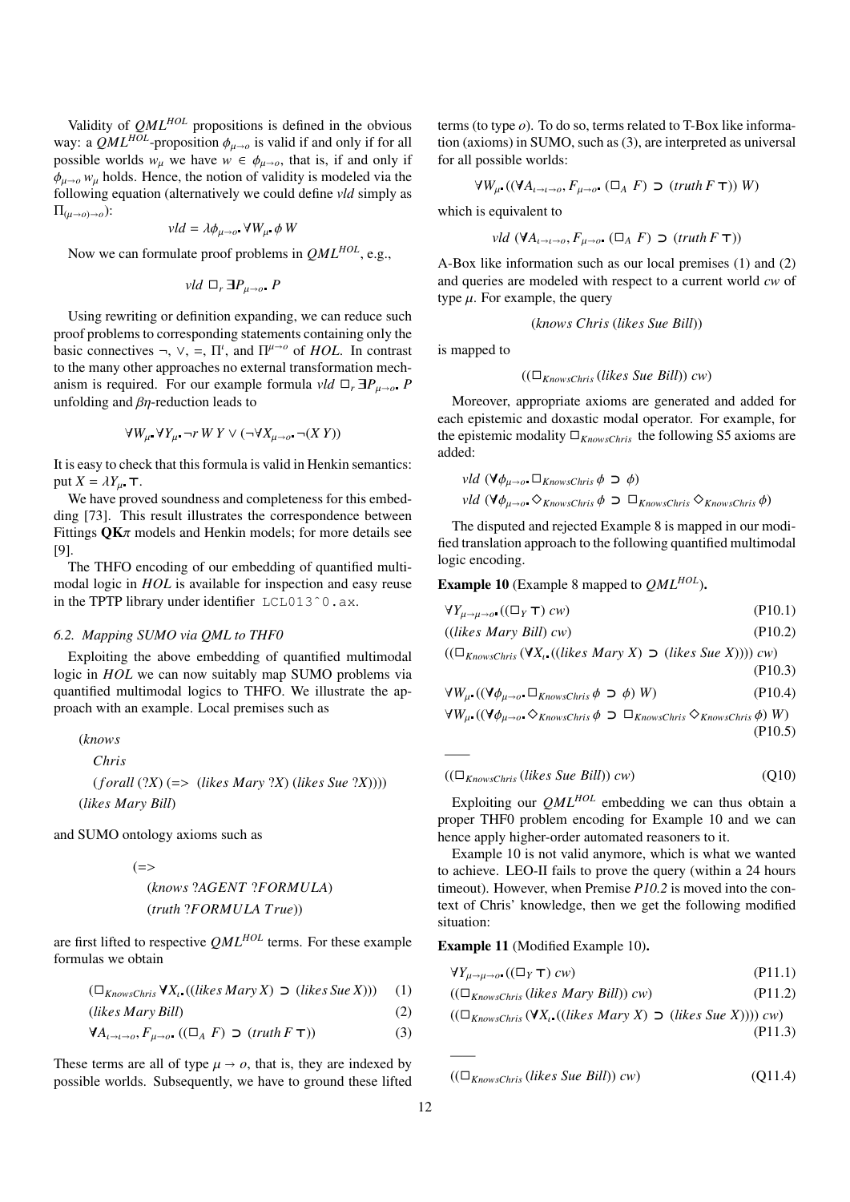Validity of $QML^{HOL}$ propositions is defined in the obvious way: a $QML^{HOL}$-proposition $\phi_{\mu\to o}$ is valid if and only if for all possible worlds $w_\mu$ we have $w \in \phi_{\mu\to o}$, that is, if and only if $\phi_{\mu\to o}\, w_\mu$ holds. Hence, the notion of validity is modeled via the following equation (alternatively we could define $vld$ simply as $\Pi_{(\mu\to o)\to o}$):

$$vld = \lambda\phi_{\mu\to o\centerdot}\forall W_{\mu\centerdot}\,\phi\, W$$

Now we can formulate proof problems in $QML^{HOL}$, e.g.,

$$vld\ \Box_r\, \exists P_{\mu\to o\centerdot}\, P$$

Using rewriting or definition expanding, we can reduce such proof problems to corresponding statements containing only the basic connectives $\neg$, $\vee$, $=$, $\Pi^\iota$, and $\Pi^{\mu\to o}$ of $HOL$. In contrast to the many other approaches no external transformation mechanism is required. For our example formula $vld\ \Box_r\, \exists P_{\mu\to o\centerdot}\, P$ unfolding and $\beta\eta$-reduction leads to

$$\forall W_{\mu\centerdot}\forall Y_{\mu\centerdot}\neg r\, W\, Y \vee (\neg\forall X_{\mu\to o\centerdot}\neg(X\, Y))$$

It is easy to check that this formula is valid in Henkin semantics: put $X = \lambda Y_{\mu\centerdot}\top$.

We have proved soundness and completeness for this embedding [73]. This result illustrates the correspondence between Fittings $\mathbf{QK}\pi$ models and Henkin models; for more details see [9].

The THFO encoding of our embedding of quantified multimodal logic in $HOL$ is available for inspection and easy reuse in the TPTP library under identifier `LCL013^0.ax`.

### 6.2. Mapping SUMO via QML to THF0

Exploiting the above embedding of quantified multimodal logic in $HOL$ we can now suitably map SUMO problems via quantified multimodal logics to THFO. We illustrate the approach with an example. Local premises such as

```
(knows
   Chris
   (forall (?X) (=> (likes Mary ?X) (likes Sue ?X))))
(likes Mary Bill)
```

and SUMO ontology axioms such as

```
(=>
   (knows ?AGENT ?FORMULA)
   (truth ?FORMULA True))
```

are first lifted to respective $QML^{HOL}$ terms. For these example formulas we obtain

$$(\Box_{KnowsChris}\,\forall X_{\iota\centerdot}((likes\ Mary\ X) \supset (likes\ Sue\ X))) \quad (1)$$

$$(likes\ Mary\ Bill) \quad (2)$$

$$\forall A_{\iota\to\iota\to o}, F_{\mu\to o\centerdot}\, ((\Box_A\ F) \supset (truth\ F\ \top)) \quad (3)$$

These terms are all of type $\mu \to o$, that is, they are indexed by possible worlds. Subsequently, we have to ground these lifted terms (to type $o$). To do so, terms related to T-Box like information (axioms) in SUMO, such as (3), are interpreted as universal for all possible worlds:

$$\forall W_{\mu\centerdot}((\forall A_{\iota\to\iota\to o}, F_{\mu\to o\centerdot}\,(\Box_A\ F) \supset (truth\ F\ \top))\ W)$$

which is equivalent to

$$vld\ (\forall A_{\iota\to\iota\to o}, F_{\mu\to o\centerdot}\,(\Box_A\ F) \supset (truth\ F\ \top))$$

A-Box like information such as our local premises (1) and (2) and queries are modeled with respect to a current world $cw$ of type $\mu$. For example, the query

$$(knows\ Chris\ (likes\ Sue\ Bill))$$

is mapped to

$$((\Box_{KnowsChris}\,(likes\ Sue\ Bill))\ cw)$$

Moreover, appropriate axioms are generated and added for each epistemic and doxastic modal operator. For example, for the epistemic modality $\Box_{KnowsChris}$ the following S5 axioms are added:

$$vld\ (\forall\phi_{\mu\to o\centerdot}\Box_{KnowsChris}\,\phi \supset \phi)$$
$$vld\ (\forall\phi_{\mu\to o\centerdot}\Diamond_{KnowsChris}\,\phi \supset \Box_{KnowsChris}\Diamond_{KnowsChris}\,\phi)$$

The disputed and rejected Example 8 is mapped in our modified translation approach to the following quantified multimodal logic encoding.

**Example 10** (Example 8 mapped to $QML^{HOL}$)**.**

$$\forall Y_{\mu\to\mu\to o\centerdot}((\Box_Y\ \top)\ cw) \quad \text{(P10.1)}$$

$$((likes\ Mary\ Bill)\ cw) \quad \text{(P10.2)}$$

$$((\Box_{KnowsChris}\,(\forall X_{\iota\centerdot}((likes\ Mary\ X) \supset (likes\ Sue\ X))))\ cw) \quad \text{(P10.3)}$$

$$\forall W_{\mu\centerdot}((\forall\phi_{\mu\to o\centerdot}\Box_{KnowsChris}\,\phi \supset \phi)\ W) \quad \text{(P10.4)}$$

$$\forall W_{\mu\centerdot}((\forall\phi_{\mu\to o\centerdot}\Diamond_{KnowsChris}\,\phi \supset \Box_{KnowsChris}\Diamond_{KnowsChris}\,\phi)\ W) \quad \text{(P10.5)}$$

——

$$((\Box_{KnowsChris}\,(likes\ Sue\ Bill))\ cw) \quad \text{(Q10)}$$

Exploiting our $QML^{HOL}$ embedding we can thus obtain a proper THF0 problem encoding for Example 10 and we can hence apply higher-order automated reasoners to it.

Example 10 is not valid anymore, which is what we wanted to achieve. LEO-II fails to prove the query (within a 24 hours timeout). However, when Premise *P10.2* is moved into the context of Chris' knowledge, then we get the following modified situation:

**Example 11** (Modified Example 10)**.**

$$\forall Y_{\mu\to\mu\to o\centerdot}((\Box_Y\ \top)\ cw) \quad \text{(P11.1)}$$

$$((\Box_{KnowsChris}\,(likes\ Mary\ Bill))\ cw) \quad \text{(P11.2)}$$

$$((\Box_{KnowsChris}\,(\forall X_{\iota\centerdot}((likes\ Mary\ X) \supset (likes\ Sue\ X))))\ cw) \quad \text{(P11.3)}$$

——

$$((\Box_{KnowsChris}\,(likes\ Sue\ Bill))\ cw) \quad \text{(Q11.4)}$$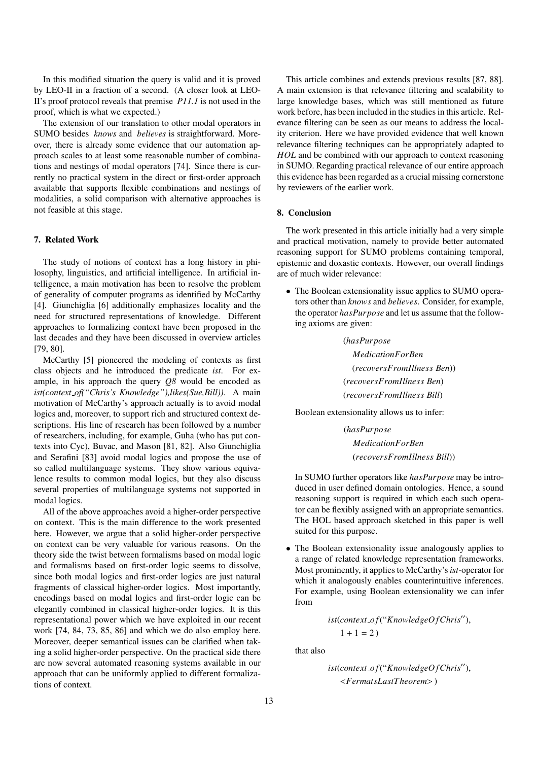In this modified situation the query is valid and it is proved by LEO-II in a fraction of a second. (A closer look at LEO-II's proof protocol reveals that premise *P11.1* is not used in the proof, which is what we expected.)

The extension of our translation to other modal operators in SUMO besides *knows* and *believes* is straightforward. Moreover, there is already some evidence that our automation approach scales to at least some reasonable number of combinations and nestings of modal operators [74]. Since there is currently no practical system in the direct or first-order approach available that supports flexible combinations and nestings of modalities, a solid comparison with alternative approaches is not feasible at this stage.

## 7. Related Work

The study of notions of context has a long history in philosophy, linguistics, and artificial intelligence. In artificial intelligence, a main motivation has been to resolve the problem of generality of computer programs as identified by McCarthy [4]. Giunchiglia [6] additionally emphasizes locality and the need for structured representations of knowledge. Different approaches to formalizing context have been proposed in the last decades and they have been discussed in overview articles [79, 80].

McCarthy [5] pioneered the modeling of contexts as first class objects and he introduced the predicate *ist*. For example, in his approach the query *Q8* would be encoded as *ist(context_of("Chris's Knowledge"),likes(Sue,Bill))*. A main motivation of McCarthy's approach actually is to avoid modal logics and, moreover, to support rich and structured context descriptions. His line of research has been followed by a number of researchers, including, for example, Guha (who has put contexts into Cyc), Buvac, and Mason [81, 82]. Also Giunchiglia and Serafini [83] avoid modal logics and propose the use of so called multilanguage systems. They show various equivalence results to common modal logics, but they also discuss several properties of multilanguage systems not supported in modal logics.

All of the above approaches avoid a higher-order perspective on context. This is the main difference to the work presented here. However, we argue that a solid higher-order perspective on context can be very valuable for various reasons. On the theory side the twist between formalisms based on modal logic and formalisms based on first-order logic seems to dissolve, since both modal logics and first-order logics are just natural fragments of classical higher-order logics. Most importantly, encodings based on modal logics and first-order logic can be elegantly combined in classical higher-order logics. It is this representational power which we have exploited in our recent work [74, 84, 73, 85, 86] and which we do also employ here. Moreover, deeper semantical issues can be clarified when taking a solid higher-order perspective. On the practical side there are now several automated reasoning systems available in our approach that can be uniformly applied to different formalizations of context.

This article combines and extends previous results [87, 88]. A main extension is that relevance filtering and scalability to large knowledge bases, which was still mentioned as future work before, has been included in the studies in this article. Relevance filtering can be seen as our means to address the locality criterion. Here we have provided evidence that well known relevance filtering techniques can be appropriately adapted to *HOL* and be combined with our approach to context reasoning in SUMO. Regarding practical relevance of our entire approach this evidence has been regarded as a crucial missing cornerstone by reviewers of the earlier work.

## 8. Conclusion

The work presented in this article initially had a very simple and practical motivation, namely to provide better automated reasoning support for SUMO problems containing temporal, epistemic and doxastic contexts. However, our overall findings are of much wider relevance:

- The Boolean extensionality issue applies to SUMO operators other than *knows* and *believes*. Consider, for example, the operator *hasPurpose* and let us assume that the following axioms are given:

  (*hasPurpose*
  *MedicationForBen*
  (*recoversFromIllness Ben*))
  (*recoversFromIllness Ben*)
  (*recoversFromIllness Bill*)

  Boolean extensionality allows us to infer:

  (*hasPurpose*
  *MedicationForBen*
  (*recoversFromIllness Bill*))

  In SUMO further operators like *hasPurpose* may be introduced in user defined domain ontologies. Hence, a sound reasoning support is required in which each such operator can be flexibly assigned with an appropriate semantics. The HOL based approach sketched in this paper is well suited for this purpose.

- The Boolean extensionality issue analogously applies to a range of related knowledge representation frameworks. Most prominently, it applies to McCarthy's *ist*-operator for which it analogously enables counterintuitive inferences. For example, using Boolean extensionality we can infer from

  *ist*(*context_of*("*KnowledgeOfChris*"),
  $1 + 1 = 2$ )

  that also

  *ist*(*context_of*("*KnowledgeOfChris*"),
  <*FermatsLastTheorem*> )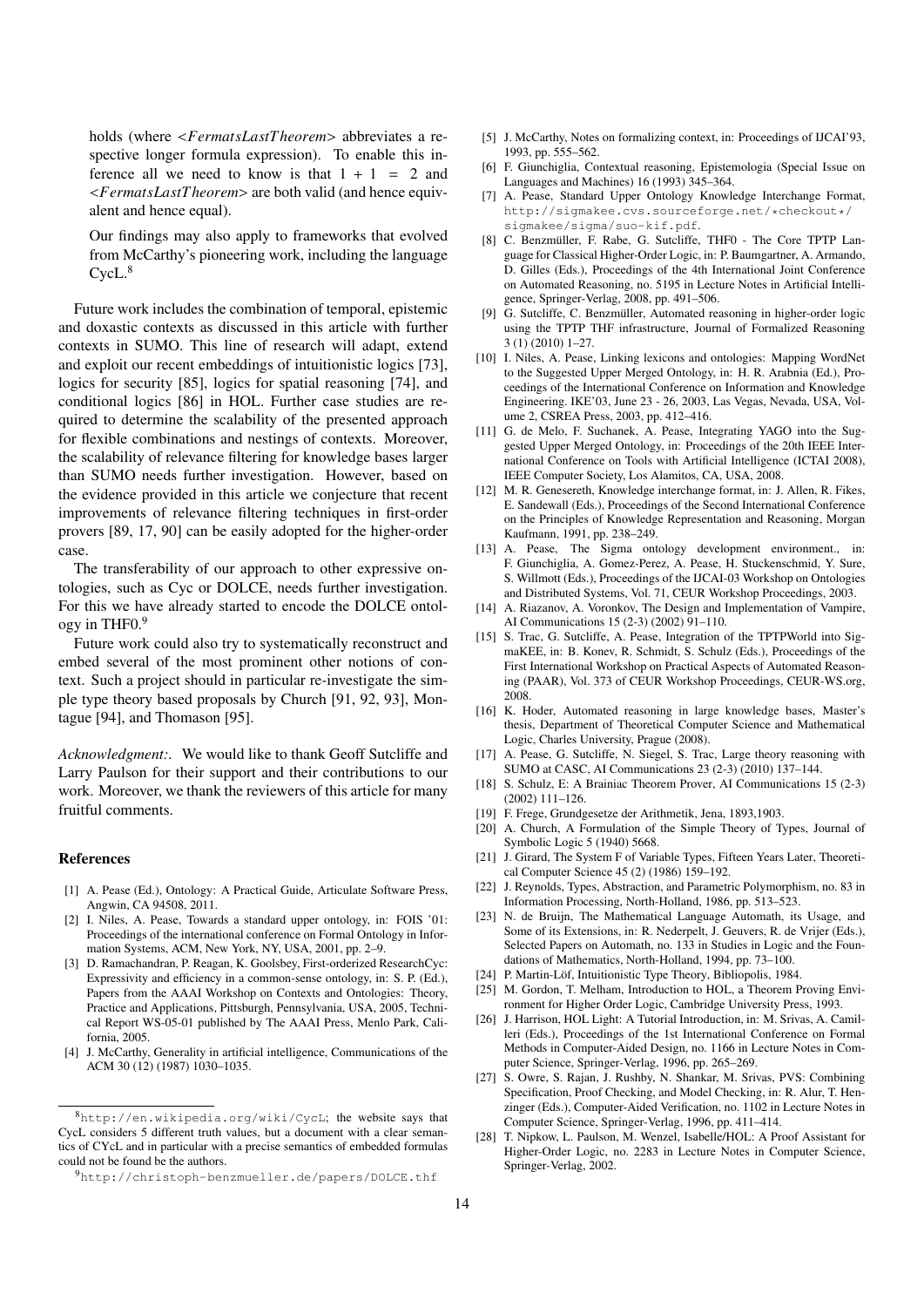holds (where <*FermatsLastTheorem*> abbreviates a respective longer formula expression). To enable this inference all we need to know is that $1 + 1 = 2$ and <*FermatsLastTheorem*> are both valid (and hence equivalent and hence equal).

Our findings may also apply to frameworks that evolved from McCarthy's pioneering work, including the language CycL.[8]

Future work includes the combination of temporal, epistemic and doxastic contexts as discussed in this article with further contexts in SUMO. This line of research will adapt, extend and exploit our recent embeddings of intuitionistic logics [73], logics for security [85], logics for spatial reasoning [74], and conditional logics [86] in HOL. Further case studies are required to determine the scalability of the presented approach for flexible combinations and nestings of contexts. Moreover, the scalability of relevance filtering for knowledge bases larger than SUMO needs further investigation. However, based on the evidence provided in this article we conjecture that recent improvements of relevance filtering techniques in first-order provers [89, 17, 90] can be easily adopted for the higher-order case.

The transferability of our approach to other expressive ontologies, such as Cyc or DOLCE, needs further investigation. For this we have already started to encode the DOLCE ontology in THF0.[9]

Future work could also try to systematically reconstruct and embed several of the most prominent other notions of context. Such a project should in particular re-investigate the simple type theory based proposals by Church [91, 92, 93], Montague [94], and Thomason [95].

*Acknowledgment:.* We would like to thank Geoff Sutcliffe and Larry Paulson for their support and their contributions to our work. Moreover, we thank the reviewers of this article for many fruitful comments.

## References

[1] A. Pease (Ed.), Ontology: A Practical Guide, Articulate Software Press, Angwin, CA 94508, 2011.

[2] I. Niles, A. Pease, Towards a standard upper ontology, in: FOIS '01: Proceedings of the international conference on Formal Ontology in Information Systems, ACM, New York, NY, USA, 2001, pp. 2–9.

[3] D. Ramachandran, P. Reagan, K. Goolsbey, First-orderized ResearchCyc: Expressivity and efficiency in a common-sense ontology, in: S. P. (Ed.), Papers from the AAAI Workshop on Contexts and Ontologies: Theory, Practice and Applications, Pittsburgh, Pennsylvania, USA, 2005, Technical Report WS-05-01 published by The AAAI Press, Menlo Park, California, 2005.

[4] J. McCarthy, Generality in artificial intelligence, Communications of the ACM 30 (12) (1987) 1030–1035.

[5] J. McCarthy, Notes on formalizing context, in: Proceedings of IJCAI'93, 1993, pp. 555–562.

[6] F. Giunchiglia, Contextual reasoning, Epistemologia (Special Issue on Languages and Machines) 16 (1993) 345–364.

[7] A. Pease, Standard Upper Ontology Knowledge Interchange Format, http://sigmakee.cvs.sourceforge.net/*checkout*/sigmakee/sigma/suo-kif.pdf.

[8] C. Benzmüller, F. Rabe, G. Sutcliffe, THF0 - The Core TPTP Language for Classical Higher-Order Logic, in: P. Baumgartner, A. Armando, D. Gilles (Eds.), Proceedings of the 4th International Joint Conference on Automated Reasoning, no. 5195 in Lecture Notes in Artificial Intelligence, Springer-Verlag, 2008, pp. 491–506.

[9] G. Sutcliffe, C. Benzmüller, Automated reasoning in higher-order logic using the TPTP THF infrastructure, Journal of Formalized Reasoning 3 (1) (2010) 1–27.

[10] I. Niles, A. Pease, Linking lexicons and ontologies: Mapping WordNet to the Suggested Upper Merged Ontology, in: H. R. Arabnia (Ed.), Proceedings of the International Conference on Information and Knowledge Engineering. IKE'03, June 23 - 26, 2003, Las Vegas, Nevada, USA, Volume 2, CSREA Press, 2003, pp. 412–416.

[11] G. de Melo, F. Suchanek, A. Pease, Integrating YAGO into the Suggested Upper Merged Ontology, in: Proceedings of the 20th IEEE International Conference on Tools with Artificial Intelligence (ICTAI 2008), IEEE Computer Society, Los Alamitos, CA, USA, 2008.

[12] M. R. Genesereth, Knowledge interchange format, in: J. Allen, R. Fikes, E. Sandewall (Eds.), Proceedings of the Second International Conference on the Principles of Knowledge Representation and Reasoning, Morgan Kaufmann, 1991, pp. 238–249.

[13] A. Pease, The Sigma ontology development environment., in: F. Giunchiglia, A. Gomez-Perez, A. Pease, H. Stuckenschmid, Y. Sure, S. Willmott (Eds.), Proceedings of the IJCAI-03 Workshop on Ontologies and Distributed Systems, Vol. 71, CEUR Workshop Proceedings, 2003.

[14] A. Riazanov, A. Voronkov, The Design and Implementation of Vampire, AI Communications 15 (2-3) (2002) 91–110.

[15] S. Trac, G. Sutcliffe, A. Pease, Integration of the TPTPWorld into SigmaKEE, in: B. Konev, R. Schmidt, S. Schulz (Eds.), Proceedings of the First International Workshop on Practical Aspects of Automated Reasoning (PAAR), Vol. 373 of CEUR Workshop Proceedings, CEUR-WS.org, 2008.

[16] K. Hoder, Automated reasoning in large knowledge bases, Master's thesis, Department of Theoretical Computer Science and Mathematical Logic, Charles University, Prague (2008).

[17] A. Pease, G. Sutcliffe, N. Siegel, S. Trac, Large theory reasoning with SUMO at CASC, AI Communications 23 (2-3) (2010) 137–144.

[18] S. Schulz, E: A Brainiac Theorem Prover, AI Communications 15 (2-3) (2002) 111–126.

[19] F. Frege, Grundgesetze der Arithmetik, Jena, 1893,1903.

[20] A. Church, A Formulation of the Simple Theory of Types, Journal of Symbolic Logic 5 (1940) 5668.

[21] J. Girard, The System F of Variable Types, Fifteen Years Later, Theoretical Computer Science 45 (2) (1986) 159–192.

[22] J. Reynolds, Types, Abstraction, and Parametric Polymorphism, no. 83 in Information Processing, North-Holland, 1986, pp. 513–523.

[23] N. de Bruijn, The Mathematical Language Automath, its Usage, and Some of its Extensions, in: R. Nederpelt, J. Geuvers, R. de Vrijer (Eds.), Selected Papers on Automath, no. 133 in Studies in Logic and the Foundations of Mathematics, North-Holland, 1994, pp. 73–100.

[24] P. Martin-Löf, Intuitionistic Type Theory, Bibliopolis, 1984.

[25] M. Gordon, T. Melham, Introduction to HOL, a Theorem Proving Environment for Higher Order Logic, Cambridge University Press, 1993.

[26] J. Harrison, HOL Light: A Tutorial Introduction, in: M. Srivas, A. Camilleri (Eds.), Proceedings of the 1st International Conference on Formal Methods in Computer-Aided Design, no. 1166 in Lecture Notes in Computer Science, Springer-Verlag, 1996, pp. 265–269.

[27] S. Owre, S. Rajan, J. Rushby, N. Shankar, M. Srivas, PVS: Combining Specification, Proof Checking, and Model Checking, in: R. Alur, T. Henzinger (Eds.), Computer-Aided Verification, no. 1102 in Lecture Notes in Computer Science, Springer-Verlag, 1996, pp. 411–414.

[28] T. Nipkow, L. Paulson, M. Wenzel, Isabelle/HOL: A Proof Assistant for Higher-Order Logic, no. 2283 in Lecture Notes in Computer Science, Springer-Verlag, 2002.

[8] http://en.wikipedia.org/wiki/CycL; the website says that CycL considers 5 different truth values, but a document with a clear semantics of CYcL and in particular with a precise semantics of embedded formulas could not be found be the authors.

[9] http://christoph-benzmueller.de/papers/DOLCE.thf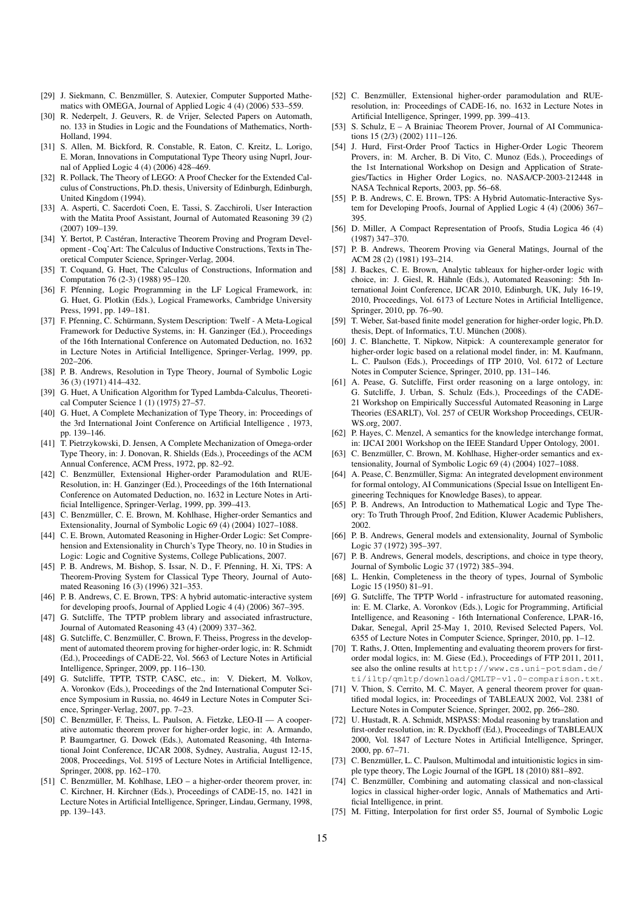[29] J. Siekmann, C. Benzmüller, S. Autexier, Computer Supported Mathematics with OMEGA, Journal of Applied Logic 4 (4) (2006) 533–559.

[30] R. Nederpelt, J. Geuvers, R. de Vrijer, Selected Papers on Automath, no. 133 in Studies in Logic and the Foundations of Mathematics, North-Holland, 1994.

[31] S. Allen, M. Bickford, R. Constable, R. Eaton, C. Kreitz, L. Lorigo, E. Moran, Innovations in Computational Type Theory using Nuprl, Journal of Applied Logic 4 (4) (2006) 428–469.

[32] R. Pollack, The Theory of LEGO: A Proof Checker for the Extended Calculus of Constructions, Ph.D. thesis, University of Edinburgh, Edinburgh, United Kingdom (1994).

[33] A. Asperti, C. Sacerdoti Coen, E. Tassi, S. Zacchiroli, User Interaction with the Matita Proof Assistant, Journal of Automated Reasoning 39 (2) (2007) 109–139.

[34] Y. Bertot, P. Castéran, Interactive Theorem Proving and Program Development - Coq'Art: The Calculus of Inductive Constructions, Texts in Theoretical Computer Science, Springer-Verlag, 2004.

[35] T. Coquand, G. Huet, The Calculus of Constructions, Information and Computation 76 (2-3) (1988) 95–120.

[36] F. Pfenning, Logic Programming in the LF Logical Framework, in: G. Huet, G. Plotkin (Eds.), Logical Frameworks, Cambridge University Press, 1991, pp. 149–181.

[37] F. Pfenning, C. Schürmann, System Description: Twelf - A Meta-Logical Framework for Deductive Systems, in: H. Ganzinger (Ed.), Proceedings of the 16th International Conference on Automated Deduction, no. 1632 in Lecture Notes in Artificial Intelligence, Springer-Verlag, 1999, pp. 202–206.

[38] P. B. Andrews, Resolution in Type Theory, Journal of Symbolic Logic 36 (3) (1971) 414–432.

[39] G. Huet, A Unification Algorithm for Typed Lambda-Calculus, Theoretical Computer Science 1 (1) (1975) 27–57.

[40] G. Huet, A Complete Mechanization of Type Theory, in: Proceedings of the 3rd International Joint Conference on Artificial Intelligence , 1973, pp. 139–146.

[41] T. Pietrzykowski, D. Jensen, A Complete Mechanization of Omega-order Type Theory, in: J. Donovan, R. Shields (Eds.), Proceedings of the ACM Annual Conference, ACM Press, 1972, pp. 82–92.

[42] C. Benzmüller, Extensional Higher-order Paramodulation and RUE-Resolution, in: H. Ganzinger (Ed.), Proceedings of the 16th International Conference on Automated Deduction, no. 1632 in Lecture Notes in Artificial Intelligence, Springer-Verlag, 1999, pp. 399–413.

[43] C. Benzmüller, C. E. Brown, M. Kohlhase, Higher-order Semantics and Extensionality, Journal of Symbolic Logic 69 (4) (2004) 1027–1088.

[44] C. E. Brown, Automated Reasoning in Higher-Order Logic: Set Comprehension and Extensionality in Church's Type Theory, no. 10 in Studies in Logic: Logic and Cognitive Systems, College Publications, 2007.

[45] P. B. Andrews, M. Bishop, S. Issar, N. D., F. Pfenning, H. Xi, TPS: A Theorem-Proving System for Classical Type Theory, Journal of Automated Reasoning 16 (3) (1996) 321–353.

[46] P. B. Andrews, C. E. Brown, TPS: A hybrid automatic-interactive system for developing proofs, Journal of Applied Logic 4 (4) (2006) 367–395.

[47] G. Sutcliffe, The TPTP problem library and associated infrastructure, Journal of Automated Reasoning 43 (4) (2009) 337–362.

[48] G. Sutcliffe, C. Benzmüller, C. Brown, F. Theiss, Progress in the development of automated theorem proving for higher-order logic, in: R. Schmidt (Ed.), Proceedings of CADE-22, Vol. 5663 of Lecture Notes in Artificial Intelligence, Springer, 2009, pp. 116–130.

[49] G. Sutcliffe, TPTP, TSTP, CASC, etc., in: V. Diekert, M. Volkov, A. Voronkov (Eds.), Proceedings of the 2nd International Computer Science Symposium in Russia, no. 4649 in Lecture Notes in Computer Science, Springer-Verlag, 2007, pp. 7–23.

[50] C. Benzmüller, F. Theiss, L. Paulson, A. Fietzke, LEO-II — A cooperative automatic theorem prover for higher-order logic, in: A. Armando, P. Baumgartner, G. Dowek (Eds.), Automated Reasoning, 4th International Joint Conference, IJCAR 2008, Sydney, Australia, August 12-15, 2008, Proceedings, Vol. 5195 of Lecture Notes in Artificial Intelligence, Springer, 2008, pp. 162–170.

[51] C. Benzmüller, M. Kohlhase, LEO – a higher-order theorem prover, in: C. Kirchner, H. Kirchner (Eds.), Proceedings of CADE-15, no. 1421 in Lecture Notes in Artificial Intelligence, Springer, Lindau, Germany, 1998, pp. 139–143.

[52] C. Benzmüller, Extensional higher-order paramodulation and RUE-resolution, in: Proceedings of CADE-16, no. 1632 in Lecture Notes in Artificial Intelligence, Springer, 1999, pp. 399–413.

[53] S. Schulz, E – A Brainiac Theorem Prover, Journal of AI Communications 15 (2/3) (2002) 111–126.

[54] J. Hurd, First-Order Proof Tactics in Higher-Order Logic Theorem Provers, in: M. Archer, B. Di Vito, C. Munoz (Eds.), Proceedings of the 1st International Workshop on Design and Application of Strategies/Tactics in Higher Order Logics, no. NASA/CP-2003-212448 in NASA Technical Reports, 2003, pp. 56–68.

[55] P. B. Andrews, C. E. Brown, TPS: A Hybrid Automatic-Interactive System for Developing Proofs, Journal of Applied Logic 4 (4) (2006) 367–395.

[56] D. Miller, A Compact Representation of Proofs, Studia Logica 46 (4) (1987) 347–370.

[57] P. B. Andrews, Theorem Proving via General Matings, Journal of the ACM 28 (2) (1981) 193–214.

[58] J. Backes, C. E. Brown, Analytic tableaux for higher-order logic with choice, in: J. Giesl, R. Hähnle (Eds.), Automated Reasoning: 5th International Joint Conference, IJCAR 2010, Edinburgh, UK, July 16-19, 2010, Proceedings, Vol. 6173 of Lecture Notes in Artificial Intelligence, Springer, 2010, pp. 76–90.

[59] T. Weber, Sat-based finite model generation for higher-order logic, Ph.D. thesis, Dept. of Informatics, T.U. München (2008).

[60] J. C. Blanchette, T. Nipkow, Nitpick: A counterexample generator for higher-order logic based on a relational model finder, in: M. Kaufmann, L. C. Paulson (Eds.), Proceedings of ITP 2010, Vol. 6172 of Lecture Notes in Computer Science, Springer, 2010, pp. 131–146.

[61] A. Pease, G. Sutcliffe, First order reasoning on a large ontology, in: G. Sutcliffe, J. Urban, S. Schulz (Eds.), Proceedings of the CADE-21 Workshop on Empirically Successful Automated Reasoning in Large Theories (ESARLT), Vol. 257 of CEUR Workshop Proceedings, CEUR-WS.org, 2007.

[62] P. Hayes, C. Menzel, A semantics for the knowledge interchange format, in: IJCAI 2001 Workshop on the IEEE Standard Upper Ontology, 2001.

[63] C. Benzmüller, C. Brown, M. Kohlhase, Higher-order semantics and extensionality, Journal of Symbolic Logic 69 (4) (2004) 1027–1088.

[64] A. Pease, C. Benzmüller, Sigma: An integrated development environment for formal ontology, AI Communications (Special Issue on Intelligent Engineering Techniques for Knowledge Bases), to appear.

[65] P. B. Andrews, An Introduction to Mathematical Logic and Type Theory: To Truth Through Proof, 2nd Edition, Kluwer Academic Publishers, 2002.

[66] P. B. Andrews, General models and extensionality, Journal of Symbolic Logic 37 (1972) 395–397.

[67] P. B. Andrews, General models, descriptions, and choice in type theory, Journal of Symbolic Logic 37 (1972) 385–394.

[68] L. Henkin, Completeness in the theory of types, Journal of Symbolic Logic 15 (1950) 81–91.

[69] G. Sutcliffe, The TPTP World - infrastructure for automated reasoning, in: E. M. Clarke, A. Voronkov (Eds.), Logic for Programming, Artificial Intelligence, and Reasoning - 16th International Conference, LPAR-16, Dakar, Senegal, April 25-May 1, 2010, Revised Selected Papers, Vol. 6355 of Lecture Notes in Computer Science, Springer, 2010, pp. 1–12.

[70] T. Raths, J. Otten, Implementing and evaluating theorem provers for first-order modal logics, in: M. Giese (Ed.), Proceedings of FTP 2011, 2011, see also the online results at http://www.cs.uni-potsdam.de/ti/iltp/qmltp/download/QMLTP-v1.0-comparison.txt.

[71] V. Thion, S. Cerrito, M. C. Mayer, A general theorem prover for quantified modal logics, in: Proceedings of TABLEAUX 2002, Vol. 2381 of Lecture Notes in Computer Science, Springer, 2002, pp. 266–280.

[72] U. Hustadt, R. A. Schmidt, MSPASS: Modal reasoning by translation and first-order resolution, in: R. Dyckhoff (Ed.), Proceedings of TABLEAUX 2000, Vol. 1847 of Lecture Notes in Artificial Intelligence, Springer, 2000, pp. 67–71.

[73] C. Benzmüller, L. C. Paulson, Multimodal and intuitionistic logics in simple type theory, The Logic Journal of the IGPL 18 (2010) 881–892.

[74] C. Benzmüller, Combining and automating classical and non-classical logics in classical higher-order logic, Annals of Mathematics and Artificial Intelligence, in print.

[75] M. Fitting, Interpolation for first order S5, Journal of Symbolic Logic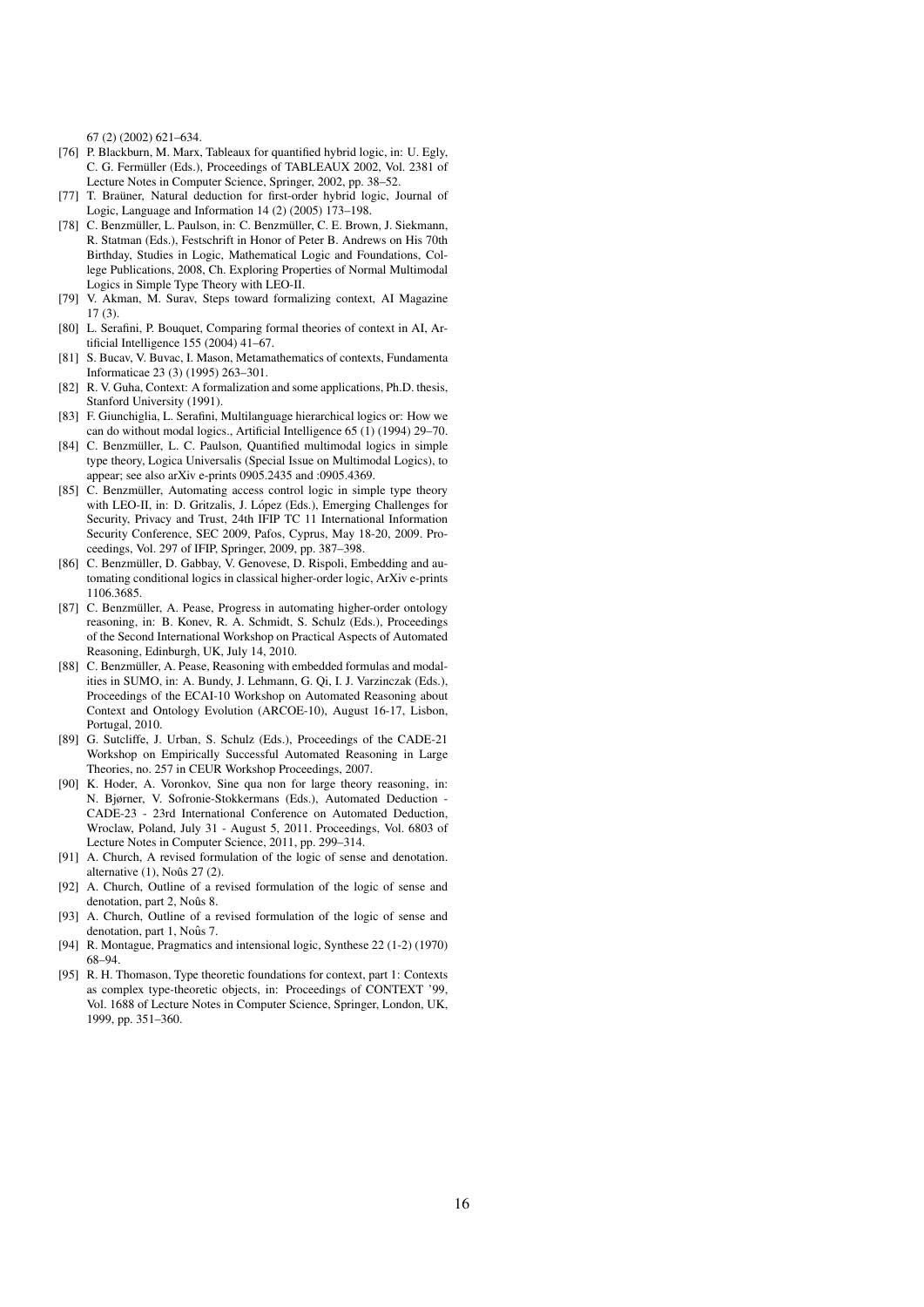67 (2) (2002) 621–634.

[76] P. Blackburn, M. Marx, Tableaux for quantified hybrid logic, in: U. Egly, C. G. Fermüller (Eds.), Proceedings of TABLEAUX 2002, Vol. 2381 of Lecture Notes in Computer Science, Springer, 2002, pp. 38–52.

[77] T. Braüner, Natural deduction for first-order hybrid logic, Journal of Logic, Language and Information 14 (2) (2005) 173–198.

[78] C. Benzmüller, L. Paulson, in: C. Benzmüller, C. E. Brown, J. Siekmann, R. Statman (Eds.), Festschrift in Honor of Peter B. Andrews on His 70th Birthday, Studies in Logic, Mathematical Logic and Foundations, College Publications, 2008, Ch. Exploring Properties of Normal Multimodal Logics in Simple Type Theory with LEO-II.

[79] V. Akman, M. Surav, Steps toward formalizing context, AI Magazine 17 (3).

[80] L. Serafini, P. Bouquet, Comparing formal theories of context in AI, Artificial Intelligence 155 (2004) 41–67.

[81] S. Bucav, V. Buvac, I. Mason, Metamathematics of contexts, Fundamenta Informaticae 23 (3) (1995) 263–301.

[82] R. V. Guha, Context: A formalization and some applications, Ph.D. thesis, Stanford University (1991).

[83] F. Giunchiglia, L. Serafini, Multilanguage hierarchical logics or: How we can do without modal logics., Artificial Intelligence 65 (1) (1994) 29–70.

[84] C. Benzmüller, L. C. Paulson, Quantified multimodal logics in simple type theory, Logica Universalis (Special Issue on Multimodal Logics), to appear; see also arXiv e-prints 0905.2435 and :0905.4369.

[85] C. Benzmüller, Automating access control logic in simple type theory with LEO-II, in: D. Gritzalis, J. López (Eds.), Emerging Challenges for Security, Privacy and Trust, 24th IFIP TC 11 International Information Security Conference, SEC 2009, Pafos, Cyprus, May 18-20, 2009. Proceedings, Vol. 297 of IFIP, Springer, 2009, pp. 387–398.

[86] C. Benzmüller, D. Gabbay, V. Genovese, D. Rispoli, Embedding and automating conditional logics in classical higher-order logic, ArXiv e-prints 1106.3685.

[87] C. Benzmüller, A. Pease, Progress in automating higher-order ontology reasoning, in: B. Konev, R. A. Schmidt, S. Schulz (Eds.), Proceedings of the Second International Workshop on Practical Aspects of Automated Reasoning, Edinburgh, UK, July 14, 2010.

[88] C. Benzmüller, A. Pease, Reasoning with embedded formulas and modalities in SUMO, in: A. Bundy, J. Lehmann, G. Qi, I. J. Varzinczak (Eds.), Proceedings of the ECAI-10 Workshop on Automated Reasoning about Context and Ontology Evolution (ARCOE-10), August 16-17, Lisbon, Portugal, 2010.

[89] G. Sutcliffe, J. Urban, S. Schulz (Eds.), Proceedings of the CADE-21 Workshop on Empirically Successful Automated Reasoning in Large Theories, no. 257 in CEUR Workshop Proceedings, 2007.

[90] K. Hoder, A. Voronkov, Sine qua non for large theory reasoning, in: N. Bjørner, V. Sofronie-Stokkermans (Eds.), Automated Deduction - CADE-23 - 23rd International Conference on Automated Deduction, Wroclaw, Poland, July 31 - August 5, 2011. Proceedings, Vol. 6803 of Lecture Notes in Computer Science, 2011, pp. 299–314.

[91] A. Church, A revised formulation of the logic of sense and denotation. alternative (1), Noûs 27 (2).

[92] A. Church, Outline of a revised formulation of the logic of sense and denotation, part 2, Noûs 8.

[93] A. Church, Outline of a revised formulation of the logic of sense and denotation, part 1, Noûs 7.

[94] R. Montague, Pragmatics and intensional logic, Synthese 22 (1-2) (1970) 68–94.

[95] R. H. Thomason, Type theoretic foundations for context, part 1: Contexts as complex type-theoretic objects, in: Proceedings of CONTEXT '99, Vol. 1688 of Lecture Notes in Computer Science, Springer, London, UK, 1999, pp. 351–360.